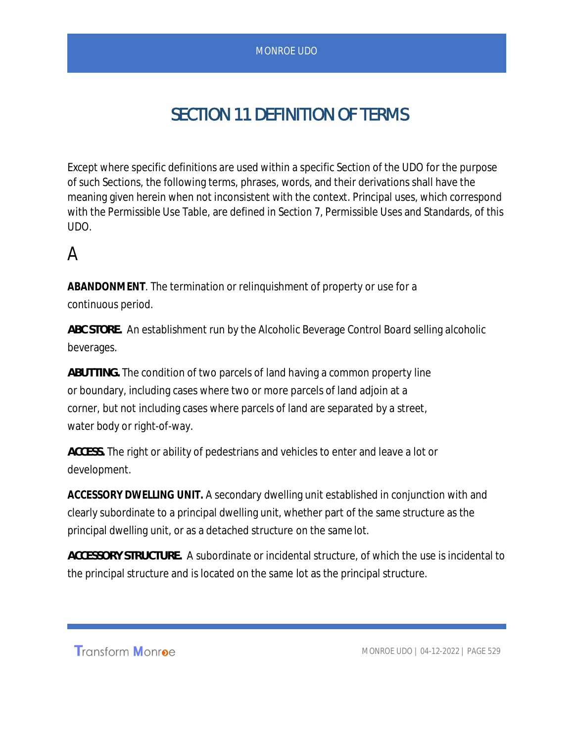# SECTION 11 DEFINITION OF TERMS

Except where specific definitions are used within a specific Section of the UDO for the purpose of such Sections, the following terms, phrases, words, and their derivations shall have the meaning given herein when not inconsistent with the context. Principal uses, which correspond with the Permissible Use Table, are defined in Section 7, Permissible Uses and Standards, of this UDO.

## A

**ABANDONMENT**. The termination or relinquishment of property or use for a continuous period.

**ABC STORE.** An establishment run by the Alcoholic Beverage Control Board selling alcoholic beverages.

**ABUTTING.** The condition of two parcels of land having a common property line or boundary, including cases where two or more parcels of land adjoin at a corner, but not including cases where parcels of land are separated by a street, water body or right-of-way.

**ACCESS.** The right or ability of pedestrians and vehicles to enter and leave a lot or development.

**ACCESSORY DWELLING UNIT.** A secondary dwelling unit established in conjunction with and clearly subordinate to a principal dwelling unit, whether part of the same structure as the principal dwelling unit, or as a detached structure on the same lot.

**ACCESSORY STRUCTURE.** A subordinate or incidental structure, of which the use is incidental to the principal structure and is located on the same lot as the principal structure.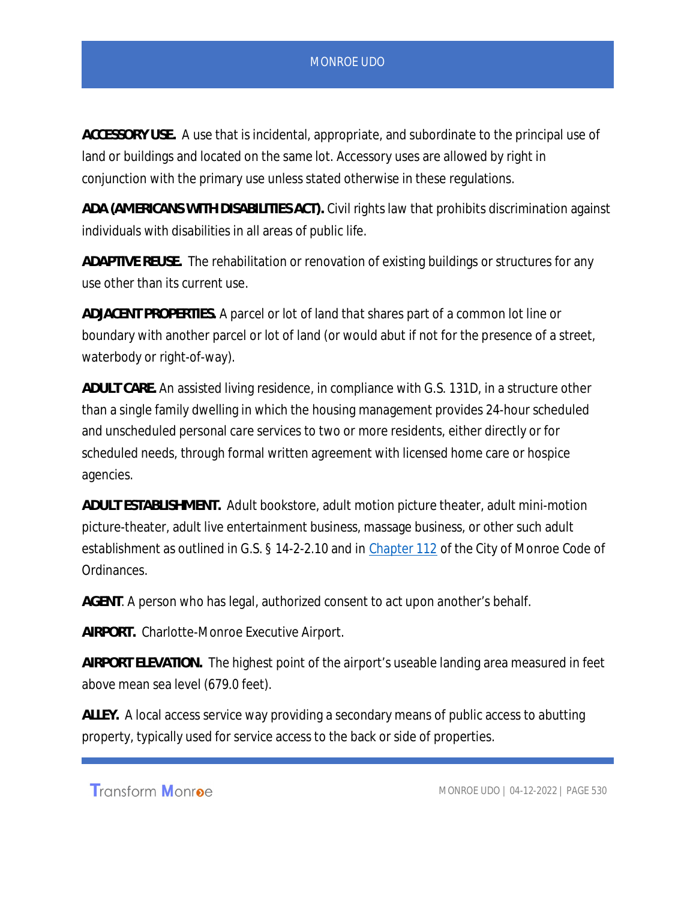**ACCESSORY USE.** A use that is incidental, appropriate, and subordinate to the principal use of land or buildings and located on the same lot. Accessory uses are allowed by right in conjunction with the primary use unless stated otherwise in these regulations.

**ADA (AMERICANS WITH DISABILITIES ACT).** Civil rights law that prohibits discrimination against individuals with disabilities in all areas of public life.

**ADAPTIVE REUSE.** The rehabilitation or renovation of existing buildings or structures for any use other than its current use.

**ADJACENT PROPERTIES.** A parcel or lot of land that shares part of a common lot line or boundary with another parcel or lot of land (or would abut if not for the presence of a street, waterbody or right-of-way).

**ADULT CARE.** An assisted living residence, in compliance with G.S. 131D, in a structure other than a single family dwelling in which the housing management provides 24-hour scheduled and unscheduled personal care services to two or more residents, either directly or for scheduled needs, through formal written agreement with licensed home care or hospice agencies.

**ADULT ESTABLISHMENT.** Adult bookstore, adult motion picture theater, adult mini-motion picture-theater, adult live entertainment business, massage business, or other such adult establishment as outlined in G.S. § 14-2-2.10 and in [Chapter 112](#) of the City of Monroe Code of Ordinances.

**AGENT**. A person who has legal, authorized consent to act upon another's behalf.

**AIRPORT.** Charlotte-Monroe Executive Airport.

**AIRPORT ELEVATION.** The highest point of the airport's useable landing area measured in feet above mean sea level (679.0 feet).

**ALLEY.** A local access service way providing a secondary means of public access to abutting property, typically used for service access to the back or side of properties.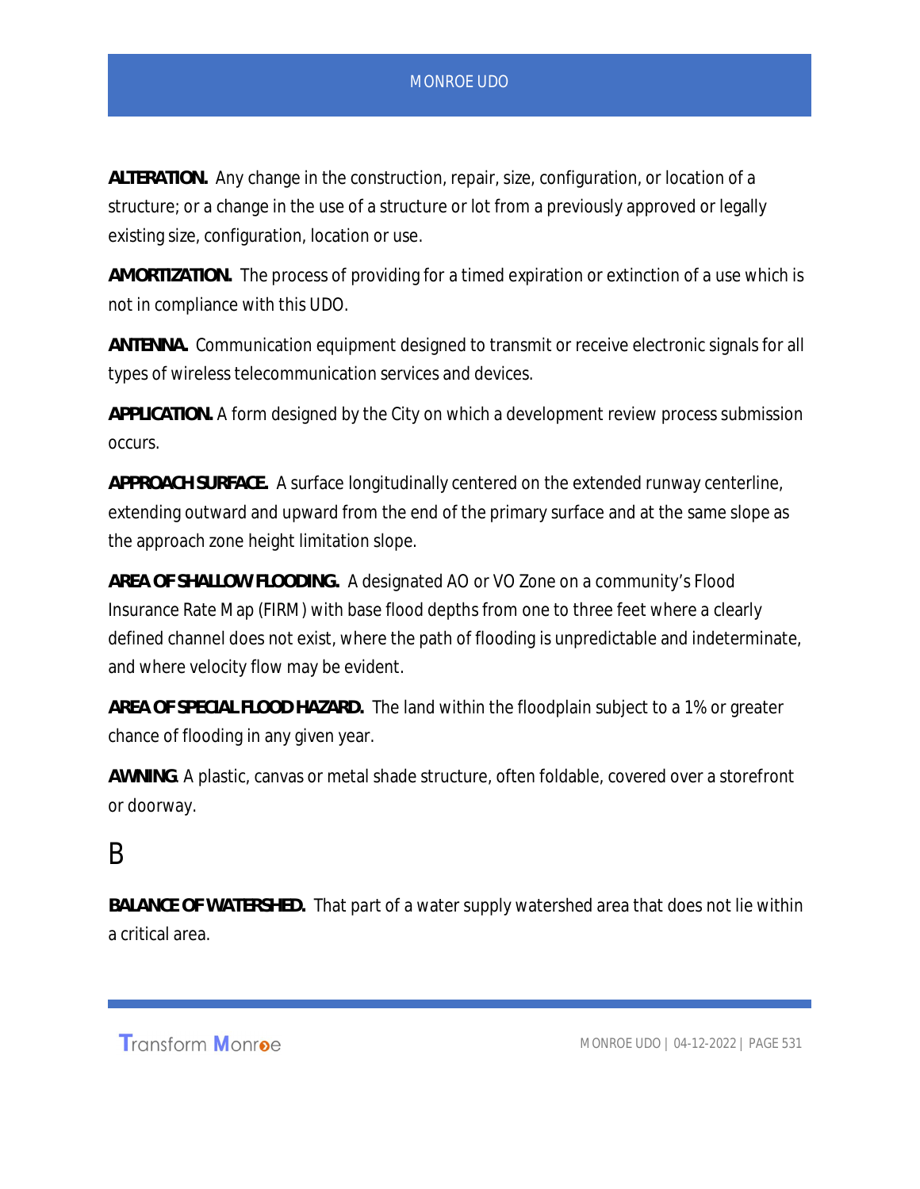**ALTERATION.** Any change in the construction, repair, size, configuration, or location of a structure; or a change in the use of a structure or lot from a previously approved or legally existing size, configuration, location or use.

**AMORTIZATION.** The process of providing for a timed expiration or extinction of a use which is not in compliance with this UDO.

**ANTENNA.** Communication equipment designed to transmit or receive electronic signals for all types of wireless telecommunication services and devices.

**APPLICATION.** A form designed by the City on which a development review process submission occurs.

**APPROACH SURFACE.** A surface longitudinally centered on the extended runway centerline, extending outward and upward from the end of the primary surface and at the same slope as the approach zone height limitation slope.

**AREA OF SHALLOW FLOODING.** A designated AO or VO Zone on a community's Flood Insurance Rate Map (FIRM) with base flood depths from one to three feet where a clearly defined channel does not exist, where the path of flooding is unpredictable and indeterminate, and where velocity flow may be evident.

**AREA OF SPECIAL FLOOD HAZARD.** The land within the floodplain subject to a 1% or greater chance of flooding in any given year.

**AWNING**. A plastic, canvas or metal shade structure, often foldable, covered over a storefront or doorway.

# B

**BALANCE OF WATERSHED.** That part of a water supply watershed area that does not lie within a critical area.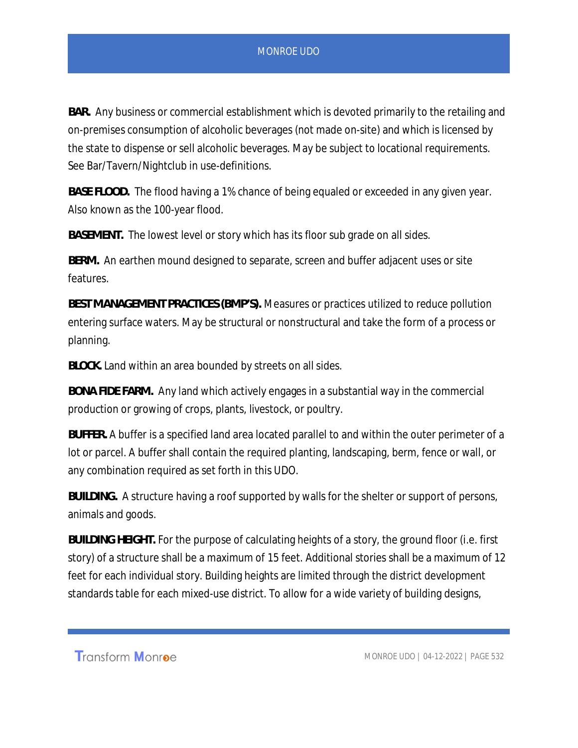**BAR.** Any business or commercial establishment which is devoted primarily to the retailing and on-premises consumption of alcoholic beverages (not made on-site) and which is licensed by the state to dispense or sell alcoholic beverages. May be subject to locational requirements. See Bar/Tavern/Nightclub in use-definitions.

**BASE FLOOD.** The flood having a 1% chance of being equaled or exceeded in any given year. Also known as the 100-year flood.

**BASEMENT.** The lowest level or story which has its floor sub grade on all sides.

**BERM.** An earthen mound designed to separate, screen and buffer adjacent uses or site features.

**BEST MANAGEMENT PRACTICES (BMP'S).** Measures or practices utilized to reduce pollution entering surface waters. May be structural or nonstructural and take the form of a process or planning.

**BLOCK.** Land within an area bounded by streets on all sides.

**BONA FIDE FARM.** Any land which actively engages in a substantial way in the commercial production or growing of crops, plants, livestock, or poultry.

**BUFFER.** A buffer is a specified land area located parallel to and within the outer perimeter of a lot or parcel. A buffer shall contain the required planting, landscaping, berm, fence or wall, or any combination required as set forth in this UDO.

**BUILDING.** A structure having a roof supported by walls for the shelter or support of persons, animals and goods.

**BUILDING HEIGHT.** For the purpose of calculating heights of a story, the ground floor (i.e. first story) of a structure shall be a maximum of 15 feet. Additional stories shall be a maximum of 12 feet for each individual story. Building heights are limited through the district development standards table for each mixed-use district. To allow for a wide variety of building designs,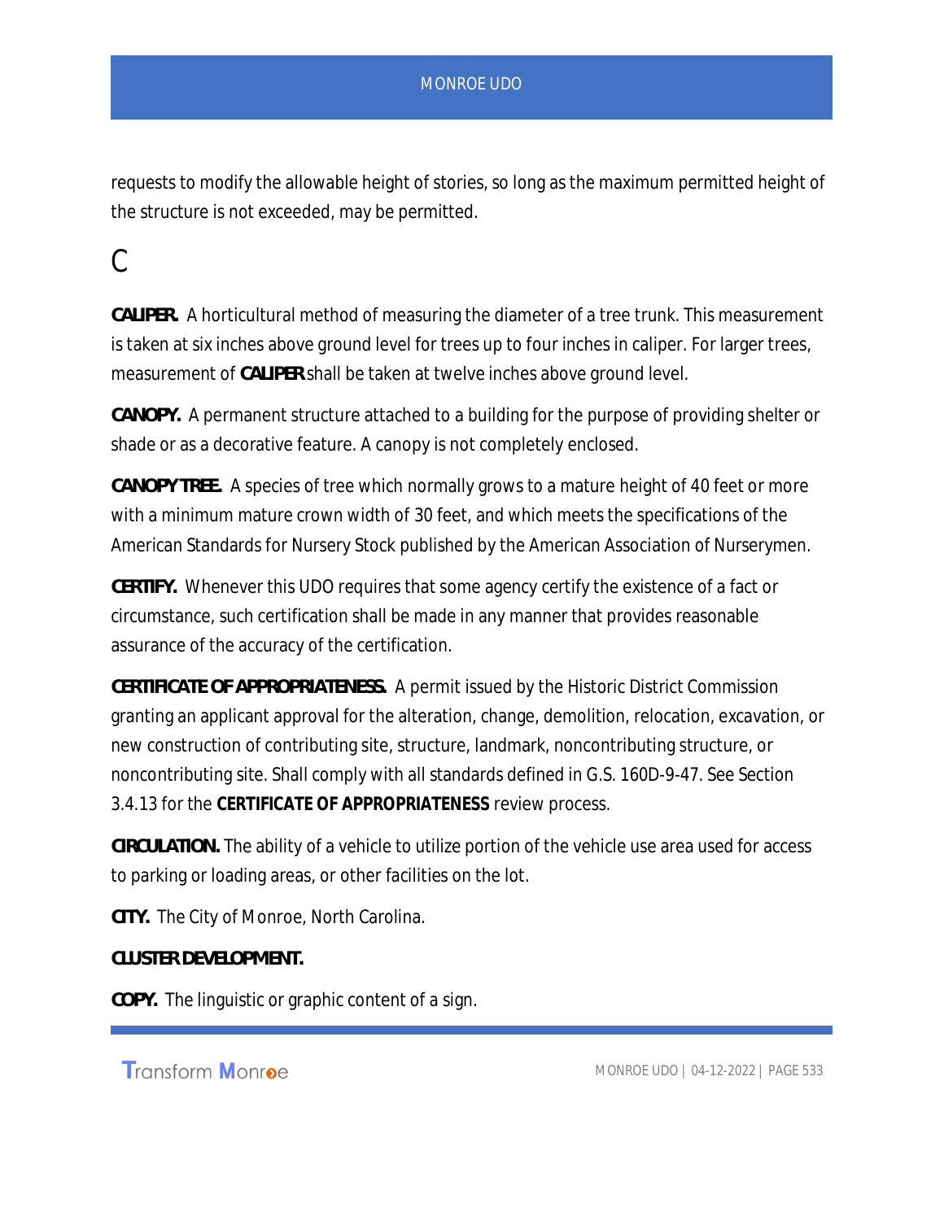requests to modify the allowable height of stories, so long as the maximum permitted height of the structure is not exceeded, may be permitted.

# C

**CALIPER.** A horticultural method of measuring the diameter of a tree trunk. This measurement is taken at six inches above ground level for trees up to four inches in caliper. For larger trees, measurement of **CALIPER** shall be taken at twelve inches above ground level.

**CANOPY.** A permanent structure attached to a building for the purpose of providing shelter or shade or as a decorative feature. A canopy is not completely enclosed.

**CANOPY TREE.** A species of tree which normally grows to a mature height of 40 feet or more with a minimum mature crown width of 30 feet, and which meets the specifications of the American Standards for Nursery Stock published by the American Association of Nurserymen.

**CERTIFY.** Whenever this UDO requires that some agency certify the existence of a fact or circumstance, such certification shall be made in any manner that provides reasonable assurance of the accuracy of the certification.

**CERTIFICATE OF APPROPRIATENESS.** A permit issued by the Historic District Commission granting an applicant approval for the alteration, change, demolition, relocation, excavation, or new construction of contributing site, structure, landmark, noncontributing structure, or noncontributing site. Shall comply with all standards defined in G.S. 160D-9-47. See Section 3.4.13 for the **CERTIFICATE OF APPROPRIATENESS** review process.

**CIRCULATION.** The ability of a vehicle to utilize portion of the vehicle use area used for access to parking or loading areas, or other facilities on the lot.

**CITY.** The City of Monroe, North Carolina.

**CLUSTER DEVELOPMENT.**

**COPY.** The linguistic or graphic content of a sign.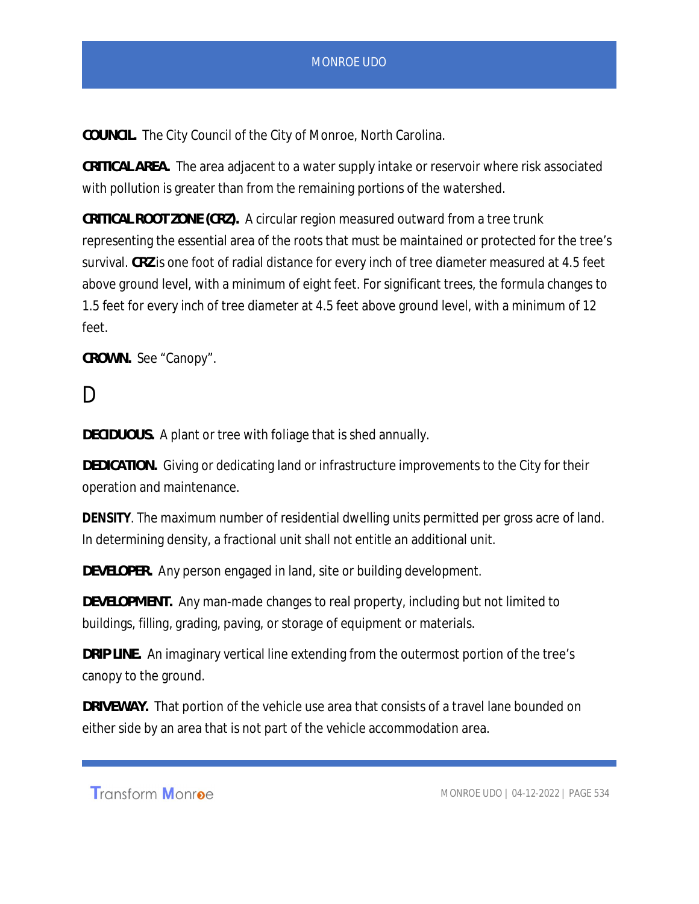**COUNCIL.** The City Council of the City of Monroe, North Carolina.

**CRITICAL AREA.** The area adjacent to a water supply intake or reservoir where risk associated with pollution is greater than from the remaining portions of the watershed.

**CRITICAL ROOT ZONE (CRZ).** A circular region measured outward from a tree trunk representing the essential area of the roots that must be maintained or protected for the tree's survival. **CRZ** is one foot of radial distance for every inch of tree diameter measured at 4.5 feet above ground level, with a minimum of eight feet. For significant trees, the formula changes to 1.5 feet for every inch of tree diameter at 4.5 feet above ground level, with a minimum of 12 feet.

**CROWN.** See "Canopy".

# D

**DECIDUOUS.** A plant or tree with foliage that is shed annually.

**DEDICATION.** Giving or dedicating land or infrastructure improvements to the City for their operation and maintenance.

**DENSITY**. The maximum number of residential dwelling units permitted per gross acre of land. In determining density, a fractional unit shall not entitle an additional unit.

**DEVELOPER.** Any person engaged in land, site or building development.

**DEVELOPMENT.** Any man-made changes to real property, including but not limited to buildings, filling, grading, paving, or storage of equipment or materials.

**DRIP LINE.** An imaginary vertical line extending from the outermost portion of the tree's canopy to the ground.

**DRIVEWAY.** That portion of the vehicle use area that consists of a travel lane bounded on either side by an area that is not part of the vehicle accommodation area.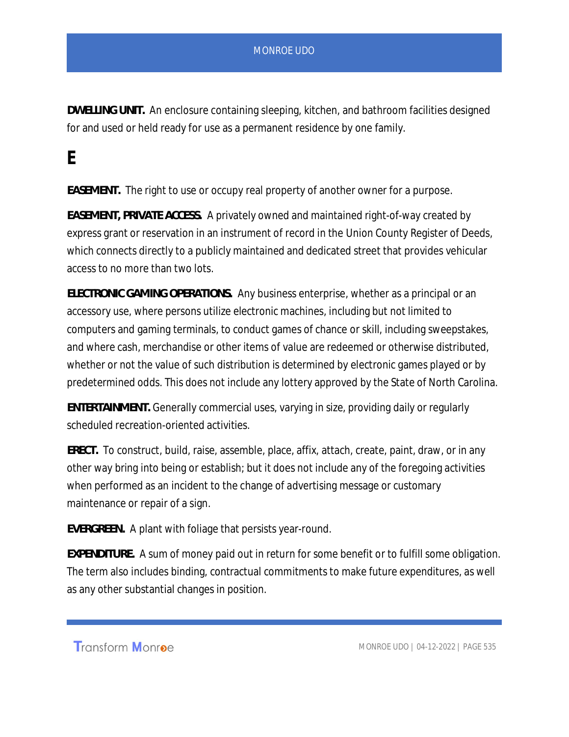**DWELLING UNIT.** An enclosure containing sleeping, kitchen, and bathroom facilities designed for and used or held ready for use as a permanent residence by one family.

# E

**EASEMENT.** The right to use or occupy real property of another owner for a purpose.

**EASEMENT, PRIVATE ACCESS.** A privately owned and maintained right-of-way created by express grant or reservation in an instrument of record in the Union County Register of Deeds, which connects directly to a publicly maintained and dedicated street that provides vehicular access to no more than two lots.

**ELECTRONIC GAMING OPERATIONS.** Any business enterprise, whether as a principal or an accessory use, where persons utilize electronic machines, including but not limited to computers and gaming terminals, to conduct games of chance or skill, including sweepstakes, and where cash, merchandise or other items of value are redeemed or otherwise distributed, whether or not the value of such distribution is determined by electronic games played or by predetermined odds. This does not include any lottery approved by the State of North Carolina.

**ENTERTAINMENT.** Generally commercial uses, varying in size, providing daily or regularly scheduled recreation-oriented activities.

**ERECT.** To construct, build, raise, assemble, place, affix, attach, create, paint, draw, or in any other way bring into being or establish; but it does not include any of the foregoing activities when performed as an incident to the change of advertising message or customary maintenance or repair of a sign.

**EVERGREEN.** A plant with foliage that persists year-round.

**EXPENDITURE.** A sum of money paid out in return for some benefit or to fulfill some obligation. The term also includes binding, contractual commitments to make future expenditures, as well as any other substantial changes in position.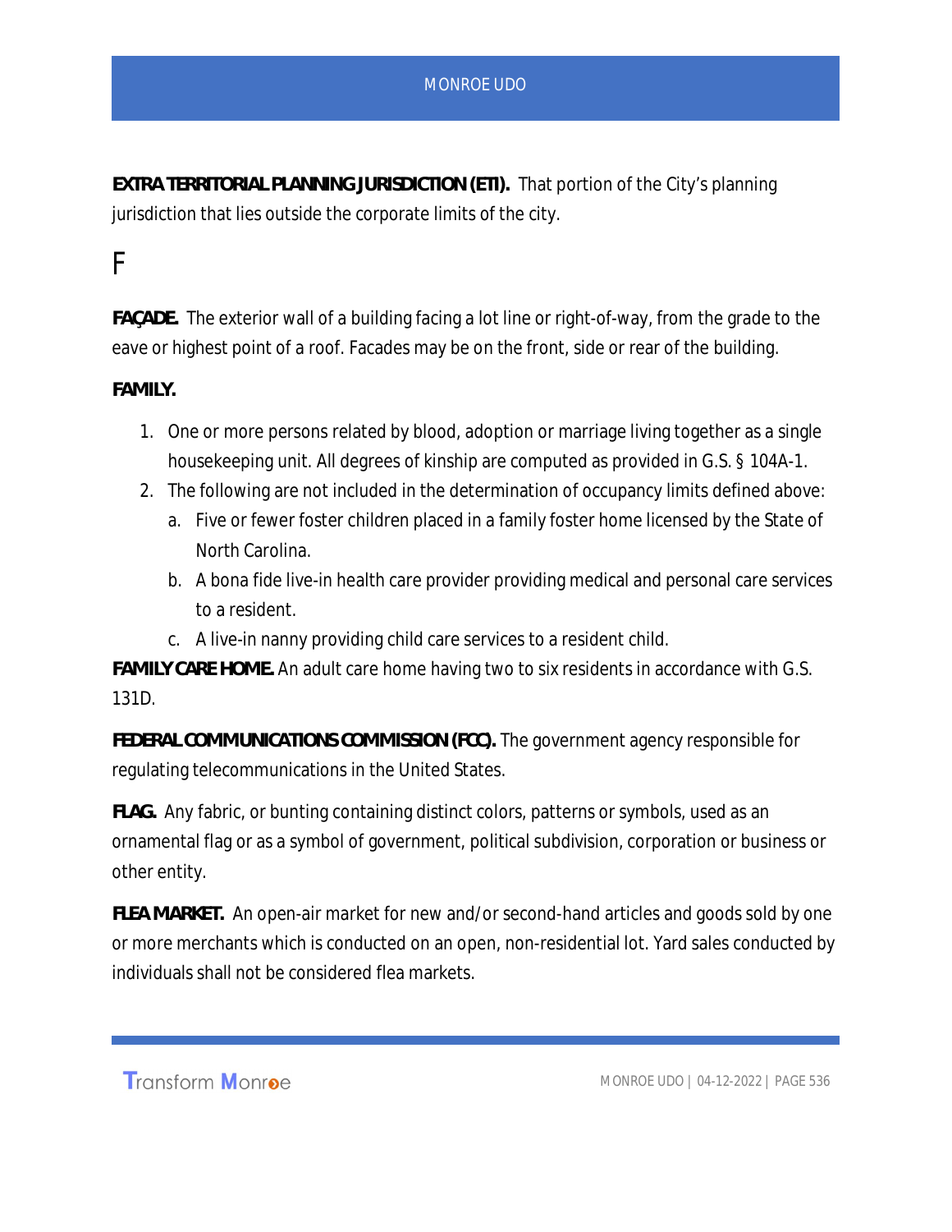**EXTRA TERRITORIAL PLANNING JURISDICTION (ETJ).** That portion of the City's planning jurisdiction that lies outside the corporate limits of the city.

# F

**FAÇADE.** The exterior wall of a building facing a lot line or right-of-way, from the grade to the eave or highest point of a roof. Facades may be on the front, side or rear of the building.

**FAMILY.**

1. One or more persons related by blood, adoption or marriage living together as a single housekeeping unit. All degrees of kinship are computed as provided in G.S. § 104A-1.
2. The following are not included in the determination of occupancy limits defined above:
   a. Five or fewer foster children placed in a family foster home licensed by the State of North Carolina.
   b. A bona fide live-in health care provider providing medical and personal care services to a resident.
   c. A live-in nanny providing child care services to a resident child.

**FAMILY CARE HOME.** An adult care home having two to six residents in accordance with G.S. 131D.

**FEDERAL COMMUNICATIONS COMMISSION (FCC).** The government agency responsible for regulating telecommunications in the United States.

**FLAG.** Any fabric, or bunting containing distinct colors, patterns or symbols, used as an ornamental flag or as a symbol of government, political subdivision, corporation or business or other entity.

**FLEA MARKET.** An open-air market for new and/or second-hand articles and goods sold by one or more merchants which is conducted on an open, non-residential lot. Yard sales conducted by individuals shall not be considered flea markets.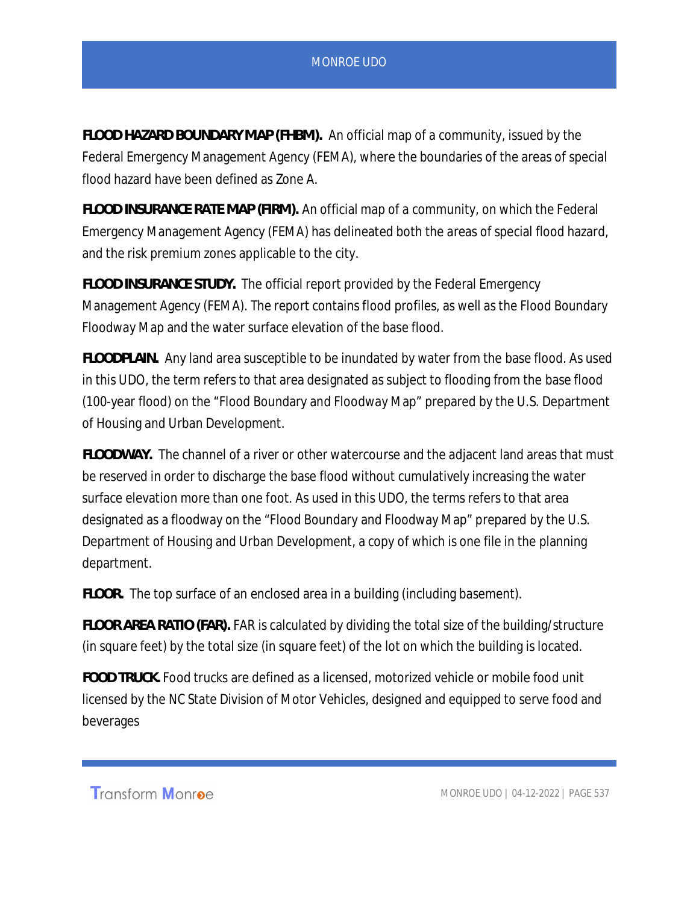**FLOOD HAZARD BOUNDARY MAP (FHBM).** An official map of a community, issued by the Federal Emergency Management Agency (FEMA), where the boundaries of the areas of special flood hazard have been defined as Zone A.

**FLOOD INSURANCE RATE MAP (FIRM).** An official map of a community, on which the Federal Emergency Management Agency (FEMA) has delineated both the areas of special flood hazard, and the risk premium zones applicable to the city.

**FLOOD INSURANCE STUDY.** The official report provided by the Federal Emergency Management Agency (FEMA). The report contains flood profiles, as well as the Flood Boundary Floodway Map and the water surface elevation of the base flood.

**FLOODPLAIN.** Any land area susceptible to be inundated by water from the base flood. As used in this UDO, the term refers to that area designated as subject to flooding from the base flood (100-year flood) on the "Flood Boundary and Floodway Map" prepared by the U.S. Department of Housing and Urban Development.

**FLOODWAY.** The channel of a river or other watercourse and the adjacent land areas that must be reserved in order to discharge the base flood without cumulatively increasing the water surface elevation more than one foot. As used in this UDO, the terms refers to that area designated as a floodway on the "Flood Boundary and Floodway Map" prepared by the U.S. Department of Housing and Urban Development, a copy of which is one file in the planning department.

**FLOOR.** The top surface of an enclosed area in a building (including basement).

**FLOOR AREA RATIO (FAR).** FAR is calculated by dividing the total size of the building/structure (in square feet) by the total size (in square feet) of the lot on which the building is located.

**FOOD TRUCK.** Food trucks are defined as a licensed, motorized vehicle or mobile food unit licensed by the NC State Division of Motor Vehicles, designed and equipped to serve food and beverages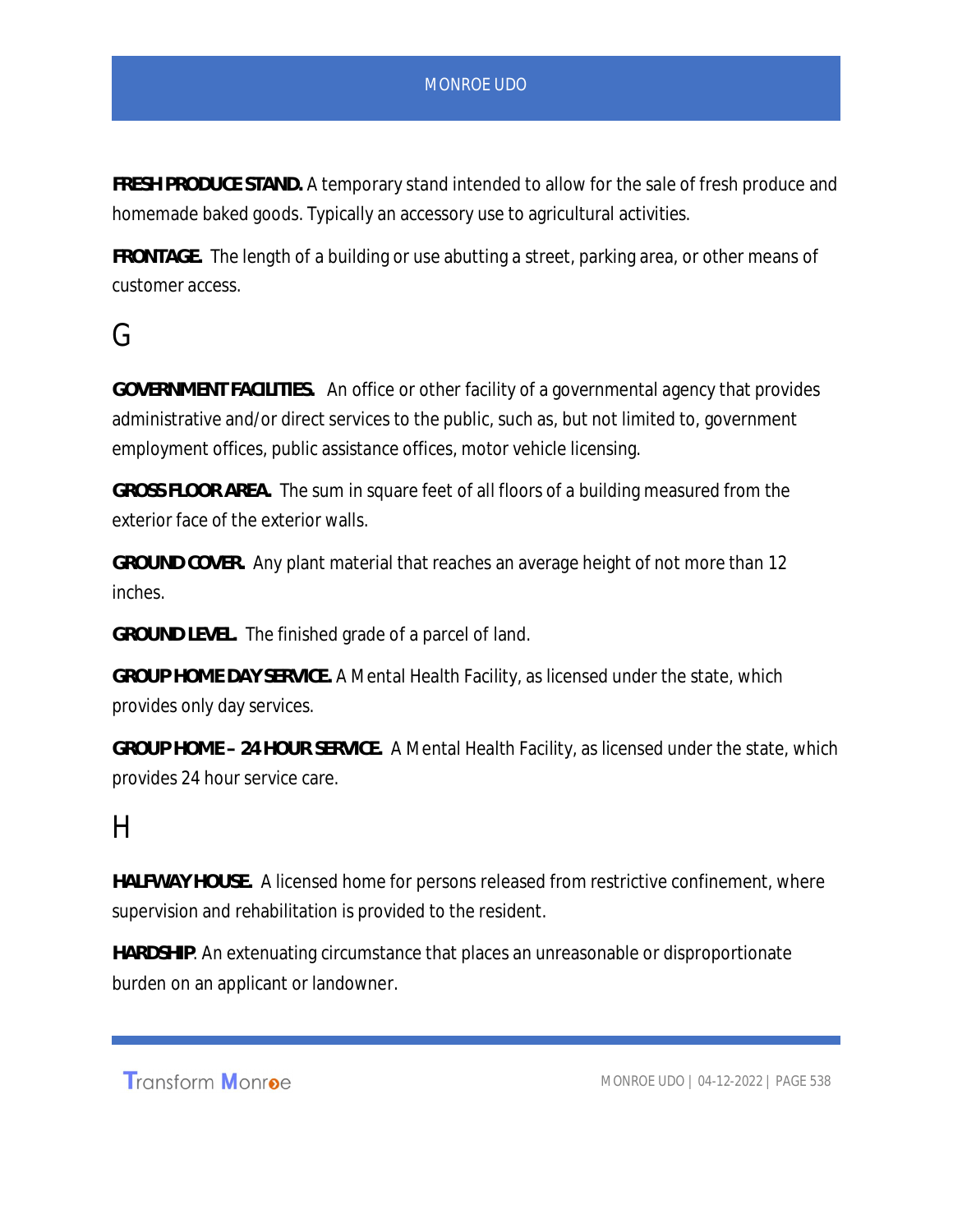**FRESH PRODUCE STAND.** A temporary stand intended to allow for the sale of fresh produce and homemade baked goods. Typically an accessory use to agricultural activities.

**FRONTAGE.** The length of a building or use abutting a street, parking area, or other means of customer access.

## G

**GOVERNMENT FACILITIES.** An office or other facility of a governmental agency that provides administrative and/or direct services to the public, such as, but not limited to, government employment offices, public assistance offices, motor vehicle licensing.

**GROSS FLOOR AREA.** The sum in square feet of all floors of a building measured from the exterior face of the exterior walls.

**GROUND COVER.** Any plant material that reaches an average height of not more than 12 inches.

**GROUND LEVEL.** The finished grade of a parcel of land.

**GROUP HOME DAY SERVICE.** A Mental Health Facility, as licensed under the state, which provides only day services.

**GROUP HOME – 24 HOUR SERVICE.** A Mental Health Facility, as licensed under the state, which provides 24 hour service care.

## H

**HALFWAY HOUSE.** A licensed home for persons released from restrictive confinement, where supervision and rehabilitation is provided to the resident.

**HARDSHIP**. An extenuating circumstance that places an unreasonable or disproportionate burden on an applicant or landowner.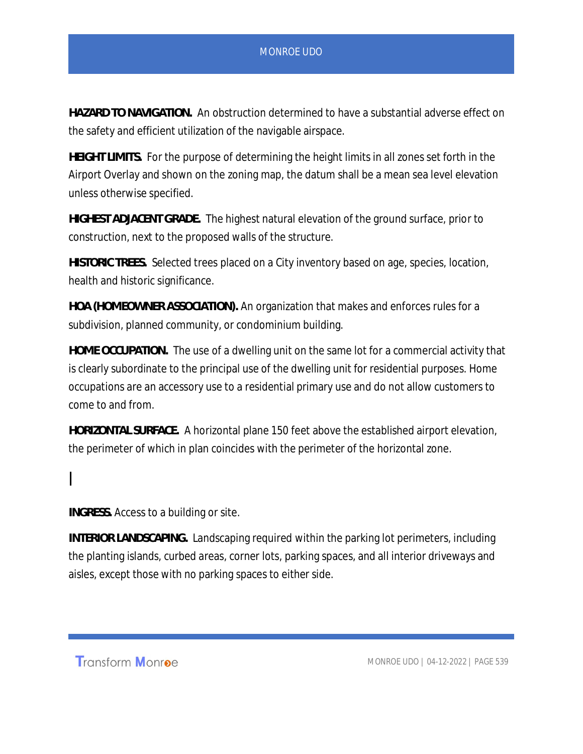**HAZARD TO NAVIGATION.** An obstruction determined to have a substantial adverse effect on the safety and efficient utilization of the navigable airspace.

**HEIGHT LIMITS.** For the purpose of determining the height limits in all zones set forth in the Airport Overlay and shown on the zoning map, the datum shall be a mean sea level elevation unless otherwise specified.

**HIGHEST ADJACENT GRADE.** The highest natural elevation of the ground surface, prior to construction, next to the proposed walls of the structure.

**HISTORIC TREES.** Selected trees placed on a City inventory based on age, species, location, health and historic significance.

**HOA (HOMEOWNER ASSOCIATION).** An organization that makes and enforces rules for a subdivision, planned community, or condominium building.

**HOME OCCUPATION.** The use of a dwelling unit on the same lot for a commercial activity that is clearly subordinate to the principal use of the dwelling unit for residential purposes. Home occupations are an accessory use to a residential primary use and do not allow customers to come to and from.

**HORIZONTAL SURFACE.** A horizontal plane 150 feet above the established airport elevation, the perimeter of which in plan coincides with the perimeter of the horizontal zone.

## I

**INGRESS.** Access to a building or site.

**INTERIOR LANDSCAPING.** Landscaping required within the parking lot perimeters, including the planting islands, curbed areas, corner lots, parking spaces, and all interior driveways and aisles, except those with no parking spaces to either side.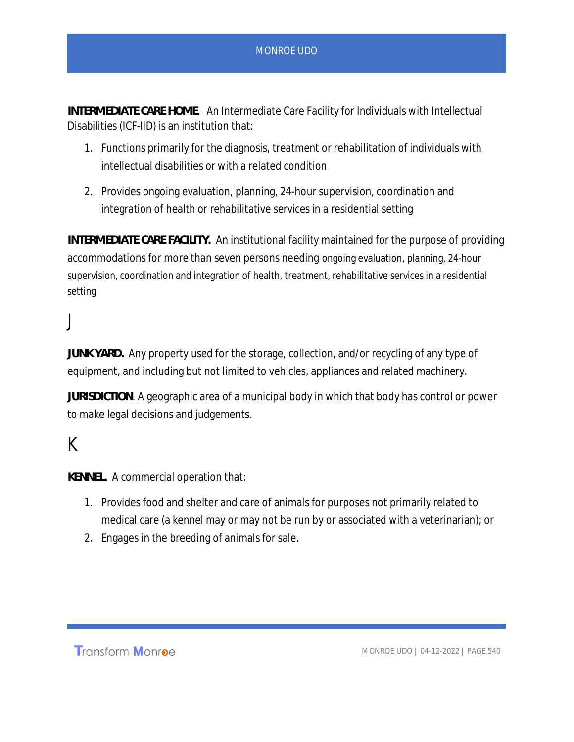**INTERMEDIATE CARE HOME**. An Intermediate Care Facility for Individuals with Intellectual Disabilities (ICF-IID) is an institution that:

1. Functions primarily for the diagnosis, treatment or rehabilitation of individuals with intellectual disabilities or with a related condition
2. Provides ongoing evaluation, planning, 24-hour supervision, coordination and integration of health or rehabilitative services in a residential setting

**INTERMEDIATE CARE FACILITY.** An institutional facility maintained for the purpose of providing accommodations for more than seven persons needing ongoing evaluation, planning, 24-hour supervision, coordination and integration of health, treatment, rehabilitative services in a residential setting

# J

**JUNKYARD.** Any property used for the storage, collection, and/or recycling of any type of equipment, and including but not limited to vehicles, appliances and related machinery.

**JURISDICTION**. A geographic area of a municipal body in which that body has control or power to make legal decisions and judgements.

# K

**KENNEL.** A commercial operation that:

1. Provides food and shelter and care of animals for purposes not primarily related to medical care (a kennel may or may not be run by or associated with a veterinarian); or
2. Engages in the breeding of animals for sale.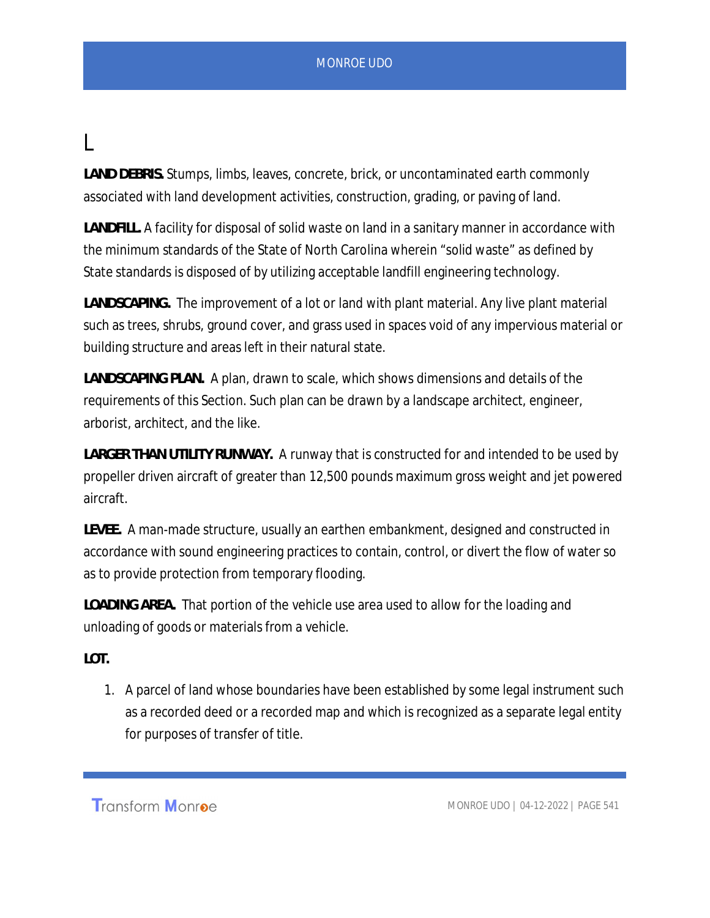# L

**LAND DEBRIS.** Stumps, limbs, leaves, concrete, brick, or uncontaminated earth commonly associated with land development activities, construction, grading, or paving of land.

**LANDFILL.** A facility for disposal of solid waste on land in a sanitary manner in accordance with the minimum standards of the State of North Carolina wherein "solid waste" as defined by State standards is disposed of by utilizing acceptable landfill engineering technology.

**LANDSCAPING.** The improvement of a lot or land with plant material. Any live plant material such as trees, shrubs, ground cover, and grass used in spaces void of any impervious material or building structure and areas left in their natural state.

**LANDSCAPING PLAN.** A plan, drawn to scale, which shows dimensions and details of the requirements of this Section. Such plan can be drawn by a landscape architect, engineer, arborist, architect, and the like.

**LARGER THAN UTILITY RUNWAY.** A runway that is constructed for and intended to be used by propeller driven aircraft of greater than 12,500 pounds maximum gross weight and jet powered aircraft.

**LEVEE.** A man-made structure, usually an earthen embankment, designed and constructed in accordance with sound engineering practices to contain, control, or divert the flow of water so as to provide protection from temporary flooding.

**LOADING AREA.** That portion of the vehicle use area used to allow for the loading and unloading of goods or materials from a vehicle.

**LOT.**

1. A parcel of land whose boundaries have been established by some legal instrument such as a recorded deed or a recorded map and which is recognized as a separate legal entity for purposes of transfer of title.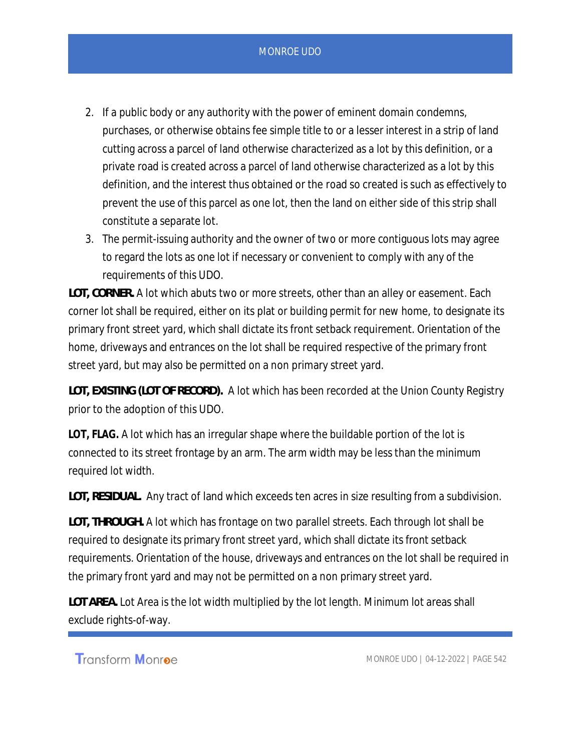2. If a public body or any authority with the power of eminent domain condemns, purchases, or otherwise obtains fee simple title to or a lesser interest in a strip of land cutting across a parcel of land otherwise characterized as a lot by this definition, or a private road is created across a parcel of land otherwise characterized as a lot by this definition, and the interest thus obtained or the road so created is such as effectively to prevent the use of this parcel as one lot, then the land on either side of this strip shall constitute a separate lot.
3. The permit-issuing authority and the owner of two or more contiguous lots may agree to regard the lots as one lot if necessary or convenient to comply with any of the requirements of this UDO.

**LOT, CORNER.** A lot which abuts two or more streets, other than an alley or easement. Each corner lot shall be required, either on its plat or building permit for new home, to designate its primary front street yard, which shall dictate its front setback requirement. Orientation of the home, driveways and entrances on the lot shall be required respective of the primary front street yard, but may also be permitted on a non primary street yard.

**LOT, EXISTING (LOT OF RECORD).** A lot which has been recorded at the Union County Registry prior to the adoption of this UDO.

**LOT, FLAG.** A lot which has an irregular shape where the buildable portion of the lot is connected to its street frontage by an arm. The arm width may be less than the minimum required lot width.

**LOT, RESIDUAL.** Any tract of land which exceeds ten acres in size resulting from a subdivision.

**LOT, THROUGH.** A lot which has frontage on two parallel streets. Each through lot shall be required to designate its primary front street yard, which shall dictate its front setback requirements. Orientation of the house, driveways and entrances on the lot shall be required in the primary front yard and may not be permitted on a non primary street yard.

**LOT AREA.** Lot Area is the lot width multiplied by the lot length. Minimum lot areas shall exclude rights-of-way.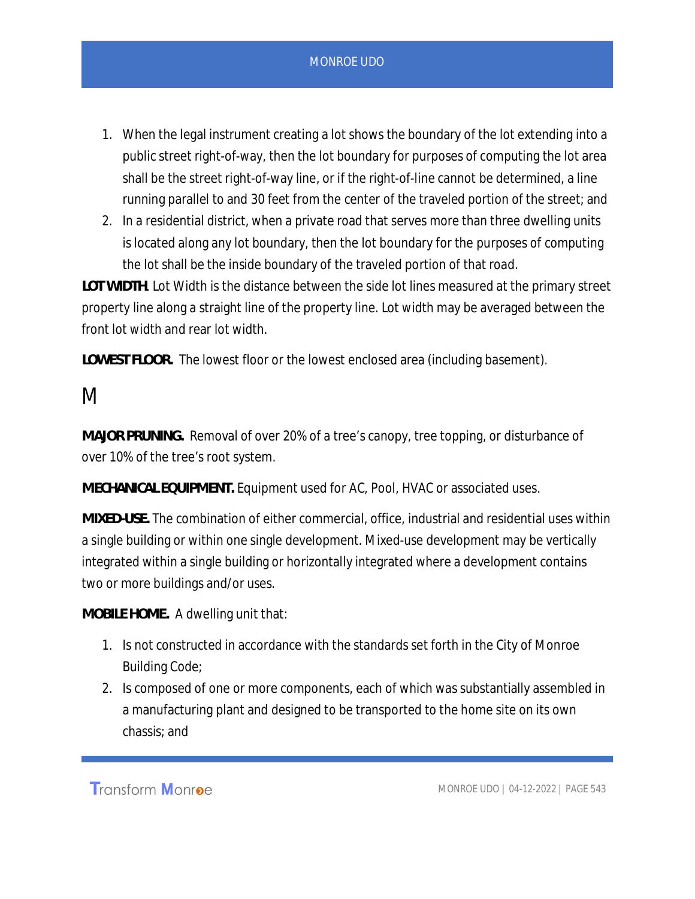1. When the legal instrument creating a lot shows the boundary of the lot extending into a public street right-of-way, then the lot boundary for purposes of computing the lot area shall be the street right-of-way line, or if the right-of-line cannot be determined, a line running parallel to and 30 feet from the center of the traveled portion of the street; and
2. In a residential district, when a private road that serves more than three dwelling units is located along any lot boundary, then the lot boundary for the purposes of computing the lot shall be the inside boundary of the traveled portion of that road.

**LOT WIDTH**. Lot Width is the distance between the side lot lines measured at the primary street property line along a straight line of the property line. Lot width may be averaged between the front lot width and rear lot width.

**LOWEST FLOOR.** The lowest floor or the lowest enclosed area (including basement).

## M

**MAJOR PRUNING.** Removal of over 20% of a tree's canopy, tree topping, or disturbance of over 10% of the tree's root system.

**MECHANICAL EQUIPMENT.** Equipment used for AC, Pool, HVAC or associated uses.

**MIXED-USE.** The combination of either commercial, office, industrial and residential uses within a single building or within one single development. Mixed-use development may be vertically integrated within a single building or horizontally integrated where a development contains two or more buildings and/or uses.

**MOBILE HOME.** A dwelling unit that:

1. Is not constructed in accordance with the standards set forth in the City of Monroe Building Code;
2. Is composed of one or more components, each of which was substantially assembled in a manufacturing plant and designed to be transported to the home site on its own chassis; and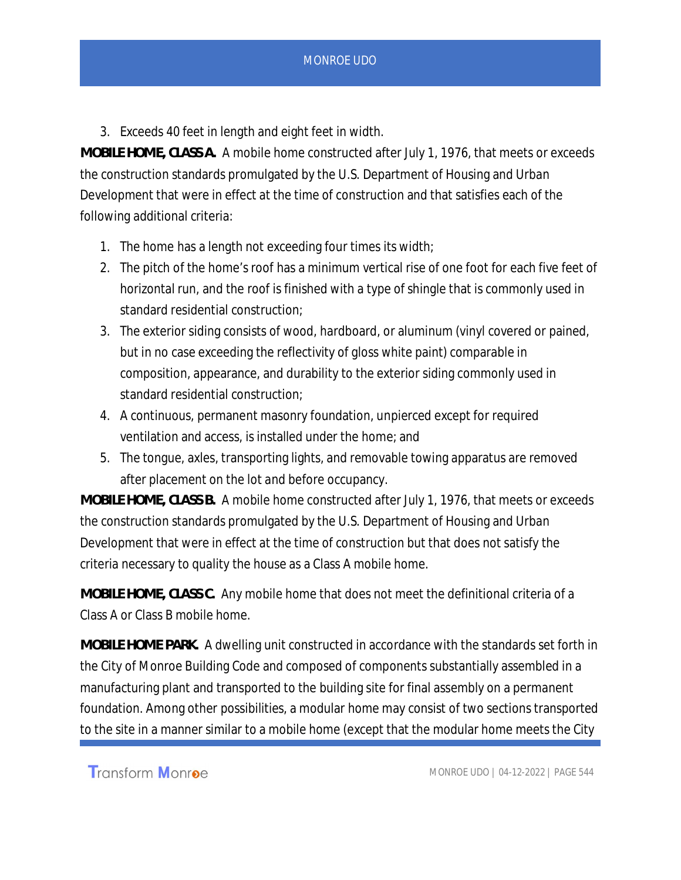3. Exceeds 40 feet in length and eight feet in width.

**MOBILE HOME, CLASS A.** A mobile home constructed after July 1, 1976, that meets or exceeds the construction standards promulgated by the U.S. Department of Housing and Urban Development that were in effect at the time of construction and that satisfies each of the following additional criteria:

1. The home has a length not exceeding four times its width;
2. The pitch of the home's roof has a minimum vertical rise of one foot for each five feet of horizontal run, and the roof is finished with a type of shingle that is commonly used in standard residential construction;
3. The exterior siding consists of wood, hardboard, or aluminum (vinyl covered or pained, but in no case exceeding the reflectivity of gloss white paint) comparable in composition, appearance, and durability to the exterior siding commonly used in standard residential construction;
4. A continuous, permanent masonry foundation, unpierced except for required ventilation and access, is installed under the home; and
5. The tongue, axles, transporting lights, and removable towing apparatus are removed after placement on the lot and before occupancy.

**MOBILE HOME, CLASS B.** A mobile home constructed after July 1, 1976, that meets or exceeds the construction standards promulgated by the U.S. Department of Housing and Urban Development that were in effect at the time of construction but that does not satisfy the criteria necessary to quality the house as a Class A mobile home.

**MOBILE HOME, CLASS C.** Any mobile home that does not meet the definitional criteria of a Class A or Class B mobile home.

**MOBILE HOME PARK.** A dwelling unit constructed in accordance with the standards set forth in the City of Monroe Building Code and composed of components substantially assembled in a manufacturing plant and transported to the building site for final assembly on a permanent foundation. Among other possibilities, a modular home may consist of two sections transported to the site in a manner similar to a mobile home (except that the modular home meets the City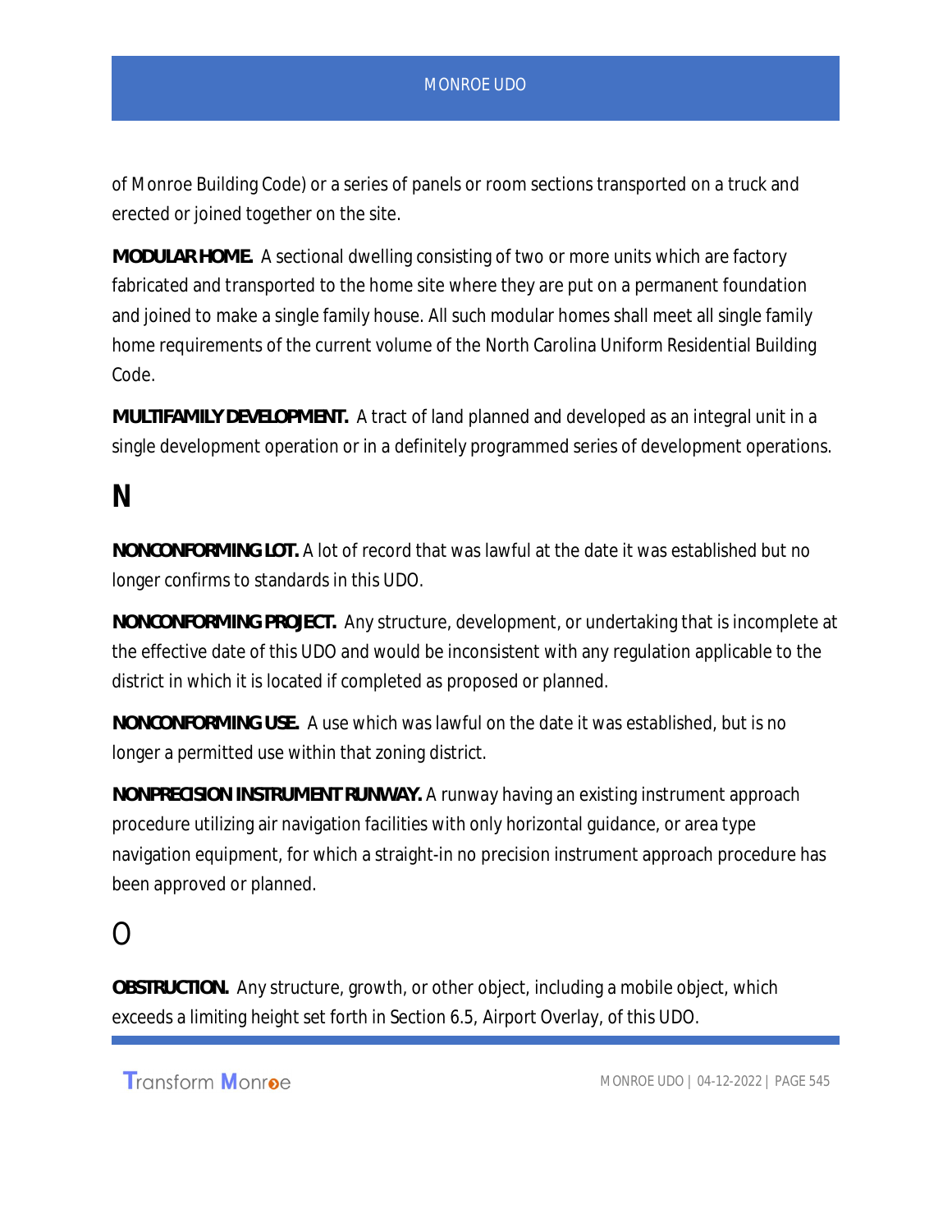of Monroe Building Code) or a series of panels or room sections transported on a truck and erected or joined together on the site.

**MODULAR HOME.** A sectional dwelling consisting of two or more units which are factory fabricated and transported to the home site where they are put on a permanent foundation and joined to make a single family house. All such modular homes shall meet all single family home requirements of the current volume of the North Carolina Uniform Residential Building Code.

**MULTIFAMILY DEVELOPMENT.** A tract of land planned and developed as an integral unit in a single development operation or in a definitely programmed series of development operations.

## N

**NONCONFORMING LOT.** A lot of record that was lawful at the date it was established but no longer confirms to standards in this UDO.

**NONCONFORMING PROJECT.** Any structure, development, or undertaking that is incomplete at the effective date of this UDO and would be inconsistent with any regulation applicable to the district in which it is located if completed as proposed or planned.

**NONCONFORMING USE.** A use which was lawful on the date it was established, but is no longer a permitted use within that zoning district.

**NONPRECISION INSTRUMENT RUNWAY.** A runway having an existing instrument approach procedure utilizing air navigation facilities with only horizontal guidance, or area type navigation equipment, for which a straight-in no precision instrument approach procedure has been approved or planned.

## O

**OBSTRUCTION.** Any structure, growth, or other object, including a mobile object, which exceeds a limiting height set forth in Section 6.5, Airport Overlay, of this UDO.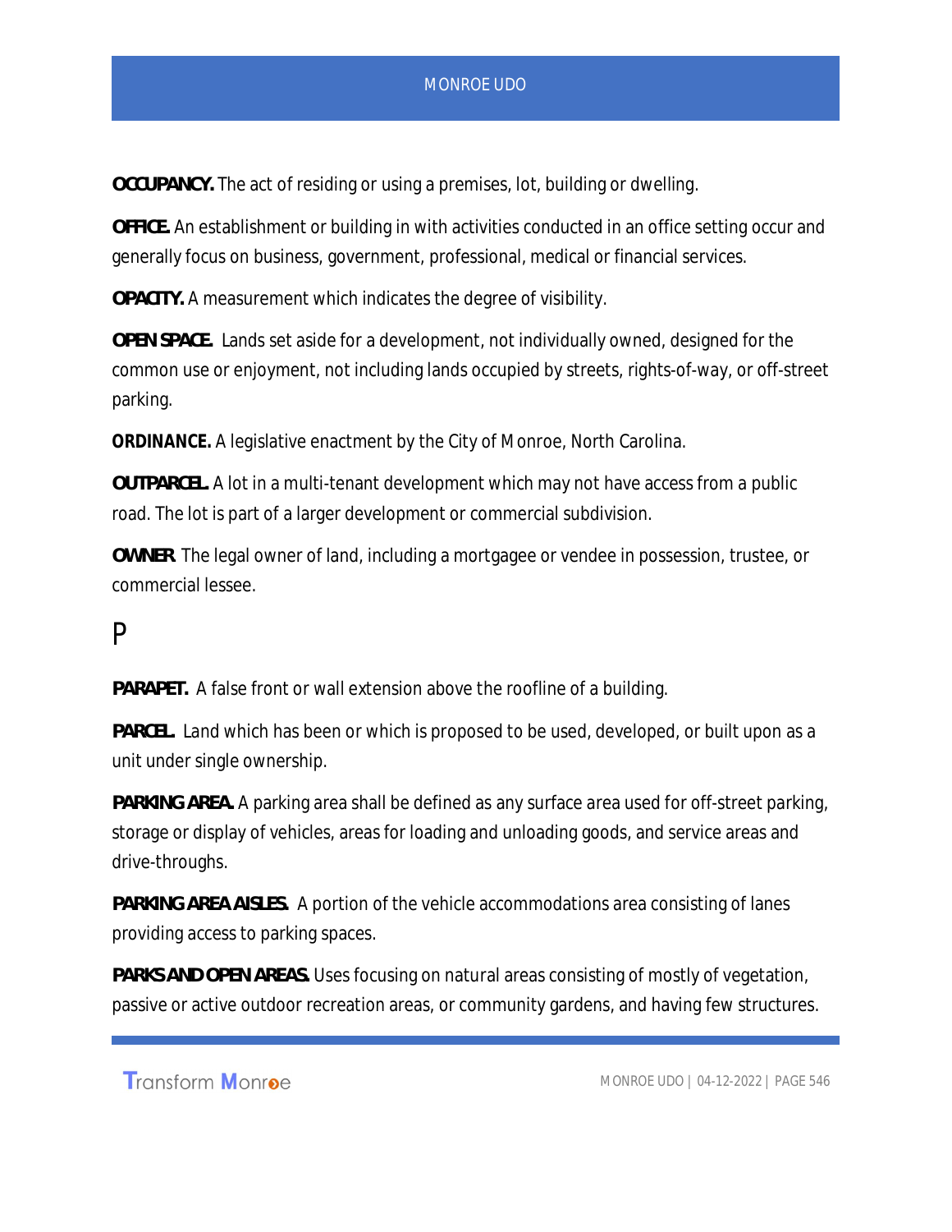**OCCUPANCY.** The act of residing or using a premises, lot, building or dwelling.

**OFFICE.** An establishment or building in with activities conducted in an office setting occur and generally focus on business, government, professional, medical or financial services.

**OPACITY.** A measurement which indicates the degree of visibility.

**OPEN SPACE.** Lands set aside for a development, not individually owned, designed for the common use or enjoyment, not including lands occupied by streets, rights-of-way, or off-street parking.

**ORDINANCE.** A legislative enactment by the City of Monroe, North Carolina.

**OUTPARCEL.** A lot in a multi-tenant development which may not have access from a public road. The lot is part of a larger development or commercial subdivision.

**OWNER.** The legal owner of land, including a mortgagee or vendee in possession, trustee, or commercial lessee.

# P

**PARAPET.** A false front or wall extension above the roofline of a building.

**PARCEL.** Land which has been or which is proposed to be used, developed, or built upon as a unit under single ownership.

**PARKING AREA.** A parking area shall be defined as any surface area used for off-street parking, storage or display of vehicles, areas for loading and unloading goods, and service areas and drive-throughs.

**PARKING AREA AISLES.** A portion of the vehicle accommodations area consisting of lanes providing access to parking spaces.

**PARKS AND OPEN AREAS.** Uses focusing on natural areas consisting of mostly of vegetation, passive or active outdoor recreation areas, or community gardens, and having few structures.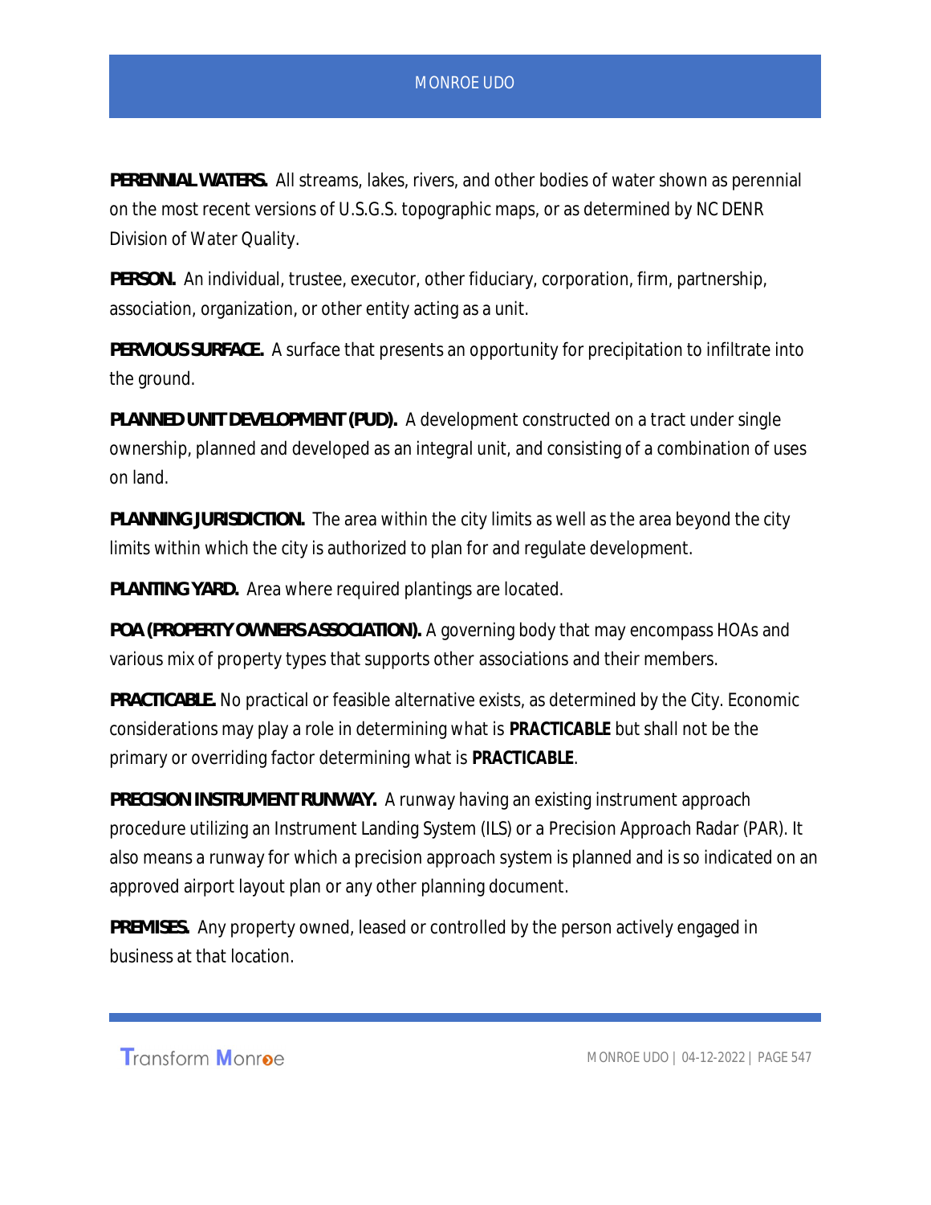**PERENNIAL WATERS.** All streams, lakes, rivers, and other bodies of water shown as perennial on the most recent versions of U.S.G.S. topographic maps, or as determined by NC DENR Division of Water Quality.

**PERSON.** An individual, trustee, executor, other fiduciary, corporation, firm, partnership, association, organization, or other entity acting as a unit.

**PERVIOUS SURFACE.** A surface that presents an opportunity for precipitation to infiltrate into the ground.

**PLANNED UNIT DEVELOPMENT (PUD).** A development constructed on a tract under single ownership, planned and developed as an integral unit, and consisting of a combination of uses on land.

**PLANNING JURISDICTION.** The area within the city limits as well as the area beyond the city limits within which the city is authorized to plan for and regulate development.

**PLANTING YARD.** Area where required plantings are located.

**POA (PROPERTY OWNERS ASSOCIATION).** A governing body that may encompass HOAs and various mix of property types that supports other associations and their members.

**PRACTICABLE.** No practical or feasible alternative exists, as determined by the City. Economic considerations may play a role in determining what is **PRACTICABLE** but shall not be the primary or overriding factor determining what is **PRACTICABLE**.

**PRECISION INSTRUMENT RUNWAY.** A runway having an existing instrument approach procedure utilizing an Instrument Landing System (ILS) or a Precision Approach Radar (PAR). It also means a runway for which a precision approach system is planned and is so indicated on an approved airport layout plan or any other planning document.

**PREMISES.** Any property owned, leased or controlled by the person actively engaged in business at that location.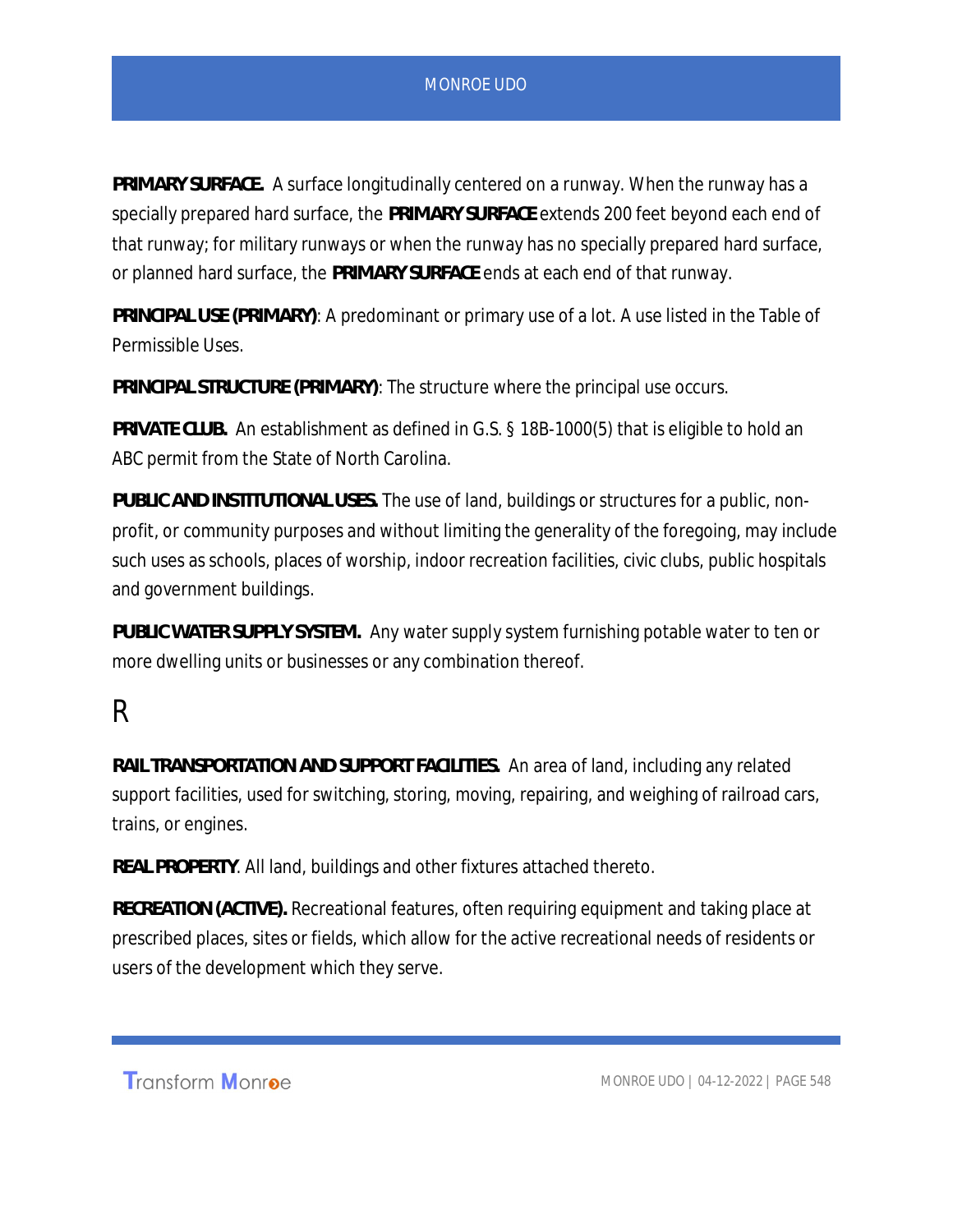**PRIMARY SURFACE.** A surface longitudinally centered on a runway. When the runway has a specially prepared hard surface, the **PRIMARY SURFACE** extends 200 feet beyond each end of that runway; for military runways or when the runway has no specially prepared hard surface, or planned hard surface, the **PRIMARY SURFACE** ends at each end of that runway.

**PRINCIPAL USE (PRIMARY)**: A predominant or primary use of a lot. A use listed in the Table of Permissible Uses.

**PRINCIPAL STRUCTURE (PRIMARY)**: The structure where the principal use occurs.

**PRIVATE CLUB.** An establishment as defined in G.S. § 18B-1000(5) that is eligible to hold an ABC permit from the State of North Carolina.

**PUBLIC AND INSTITUTIONAL USES.** The use of land, buildings or structures for a public, non-profit, or community purposes and without limiting the generality of the foregoing, may include such uses as schools, places of worship, indoor recreation facilities, civic clubs, public hospitals and government buildings.

**PUBLIC WATER SUPPLY SYSTEM.** Any water supply system furnishing potable water to ten or more dwelling units or businesses or any combination thereof.

# R

**RAIL TRANSPORTATION AND SUPPORT FACILITIES.** An area of land, including any related support facilities, used for switching, storing, moving, repairing, and weighing of railroad cars, trains, or engines.

**REAL PROPERTY**. All land, buildings and other fixtures attached thereto.

**RECREATION (ACTIVE).** Recreational features, often requiring equipment and taking place at prescribed places, sites or fields, which allow for the active recreational needs of residents or users of the development which they serve.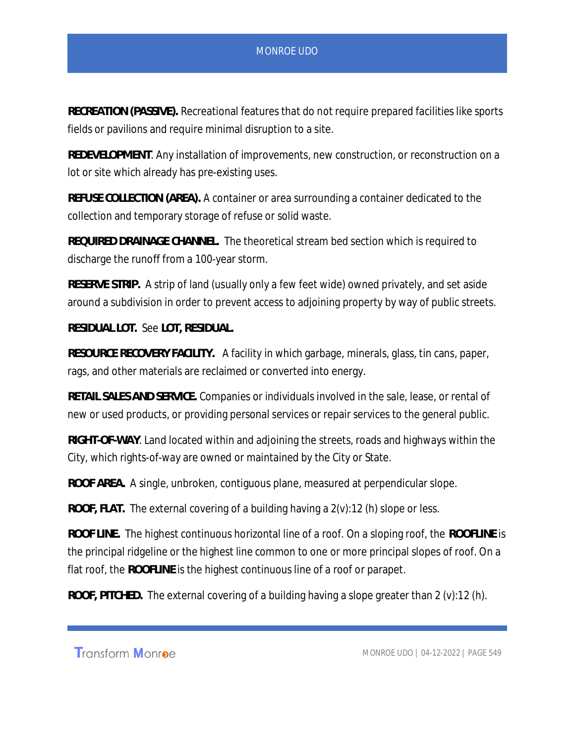**RECREATION (PASSIVE).** Recreational features that do not require prepared facilities like sports fields or pavilions and require minimal disruption to a site.

**REDEVELOPMENT**. Any installation of improvements, new construction, or reconstruction on a lot or site which already has pre-existing uses.

**REFUSE COLLECTION (AREA).** A container or area surrounding a container dedicated to the collection and temporary storage of refuse or solid waste.

**REQUIRED DRAINAGE CHANNEL.** The theoretical stream bed section which is required to discharge the runoff from a 100-year storm.

**RESERVE STRIP.** A strip of land (usually only a few feet wide) owned privately, and set aside around a subdivision in order to prevent access to adjoining property by way of public streets.

**RESIDUAL LOT.** See **LOT, RESIDUAL.**

**RESOURCE RECOVERY FACILITY.** A facility in which garbage, minerals, glass, tin cans, paper, rags, and other materials are reclaimed or converted into energy.

**RETAIL SALES AND SERVICE.** Companies or individuals involved in the sale, lease, or rental of new or used products, or providing personal services or repair services to the general public.

**RIGHT-OF-WAY**. Land located within and adjoining the streets, roads and highways within the City, which rights-of-way are owned or maintained by the City or State.

**ROOF AREA.** A single, unbroken, contiguous plane, measured at perpendicular slope.

**ROOF, FLAT.** The external covering of a building having a 2(v):12 (h) slope or less.

**ROOF LINE.** The highest continuous horizontal line of a roof. On a sloping roof, the **ROOFLINE** is the principal ridgeline or the highest line common to one or more principal slopes of roof. On a flat roof, the **ROOFLINE** is the highest continuous line of a roof or parapet.

**ROOF, PITCHED.** The external covering of a building having a slope greater than 2 (v):12 (h).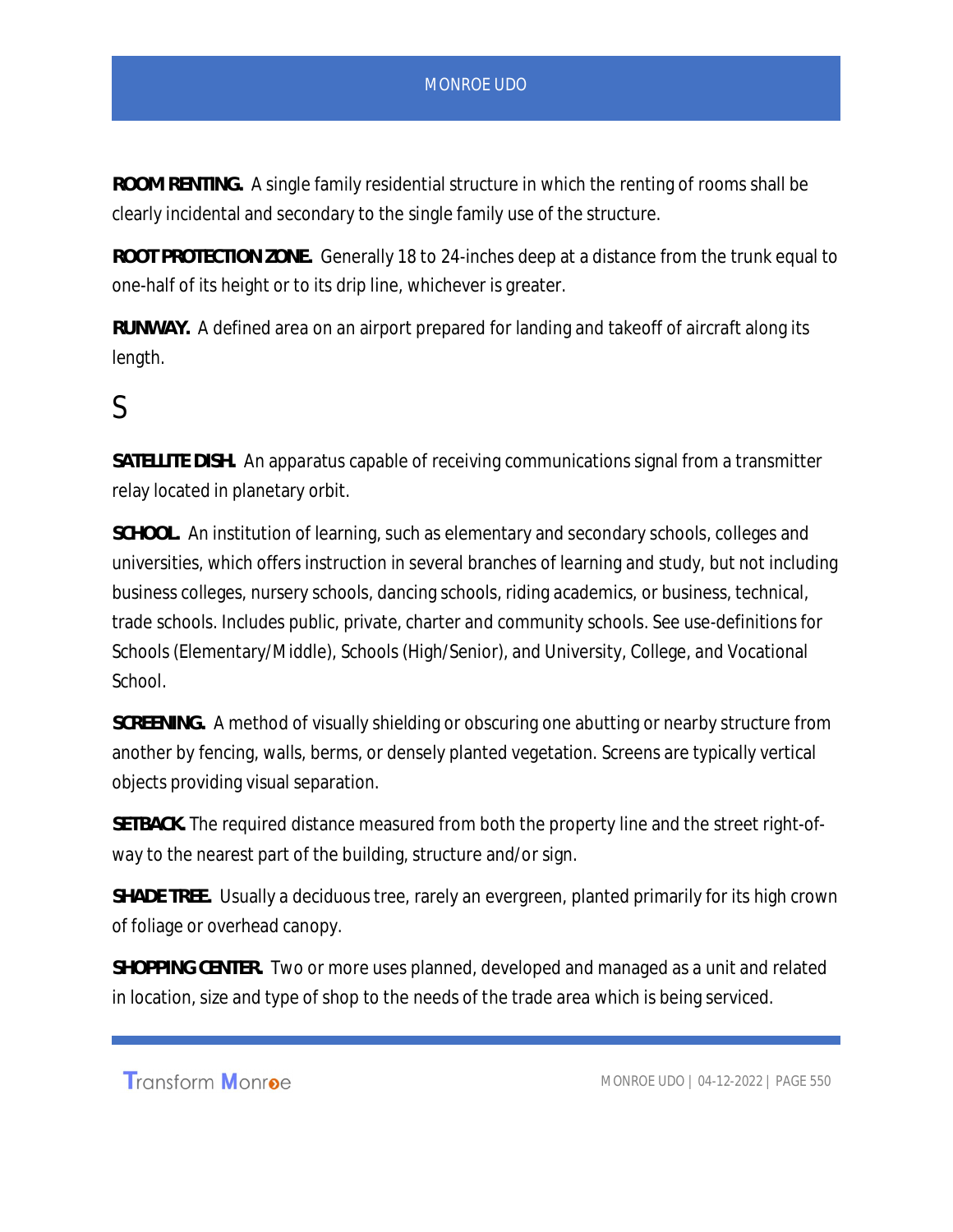**ROOM RENTING.** A single family residential structure in which the renting of rooms shall be clearly incidental and secondary to the single family use of the structure.

**ROOT PROTECTION ZONE.** Generally 18 to 24-inches deep at a distance from the trunk equal to one-half of its height or to its drip line, whichever is greater.

**RUNWAY.** A defined area on an airport prepared for landing and takeoff of aircraft along its length.

# S

**SATELLITE DISH.** An apparatus capable of receiving communications signal from a transmitter relay located in planetary orbit.

**SCHOOL.** An institution of learning, such as elementary and secondary schools, colleges and universities, which offers instruction in several branches of learning and study, but not including business colleges, nursery schools, dancing schools, riding academics, or business, technical, trade schools. Includes public, private, charter and community schools. See use-definitions for Schools (Elementary/Middle), Schools (High/Senior), and University, College, and Vocational School.

**SCREENING.** A method of visually shielding or obscuring one abutting or nearby structure from another by fencing, walls, berms, or densely planted vegetation. Screens are typically vertical objects providing visual separation.

**SETBACK.** The required distance measured from both the property line and the street right-of-way to the nearest part of the building, structure and/or sign.

**SHADE TREE.** Usually a deciduous tree, rarely an evergreen, planted primarily for its high crown of foliage or overhead canopy.

**SHOPPING CENTER.** Two or more uses planned, developed and managed as a unit and related in location, size and type of shop to the needs of the trade area which is being serviced.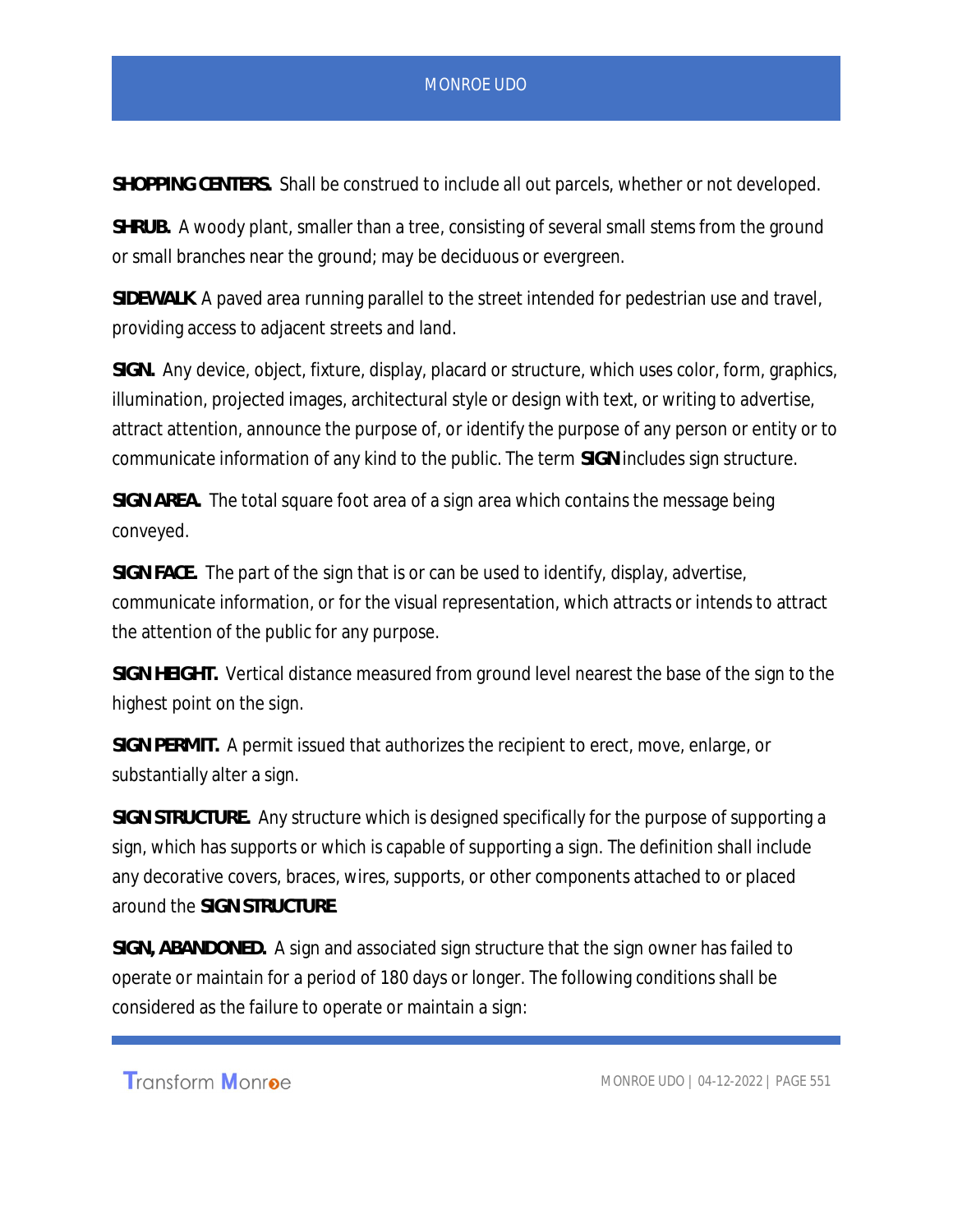**SHOPPING CENTERS.** Shall be construed to include all out parcels, whether or not developed.

**SHRUB.** A woody plant, smaller than a tree, consisting of several small stems from the ground or small branches near the ground; may be deciduous or evergreen.

**SIDEWALK** A paved area running parallel to the street intended for pedestrian use and travel, providing access to adjacent streets and land.

**SIGN.** Any device, object, fixture, display, placard or structure, which uses color, form, graphics, illumination, projected images, architectural style or design with text, or writing to advertise, attract attention, announce the purpose of, or identify the purpose of any person or entity or to communicate information of any kind to the public. The term **SIGN** includes sign structure.

**SIGN AREA.** The total square foot area of a sign area which contains the message being conveyed.

**SIGN FACE.** The part of the sign that is or can be used to identify, display, advertise, communicate information, or for the visual representation, which attracts or intends to attract the attention of the public for any purpose.

**SIGN HEIGHT.** Vertical distance measured from ground level nearest the base of the sign to the highest point on the sign.

**SIGN PERMIT.** A permit issued that authorizes the recipient to erect, move, enlarge, or substantially alter a sign.

**SIGN STRUCTURE.** Any structure which is designed specifically for the purpose of supporting a sign, which has supports or which is capable of supporting a sign. The definition shall include any decorative covers, braces, wires, supports, or other components attached to or placed around the **SIGN STRUCTURE**.

**SIGN, ABANDONED.** A sign and associated sign structure that the sign owner has failed to operate or maintain for a period of 180 days or longer. The following conditions shall be considered as the failure to operate or maintain a sign: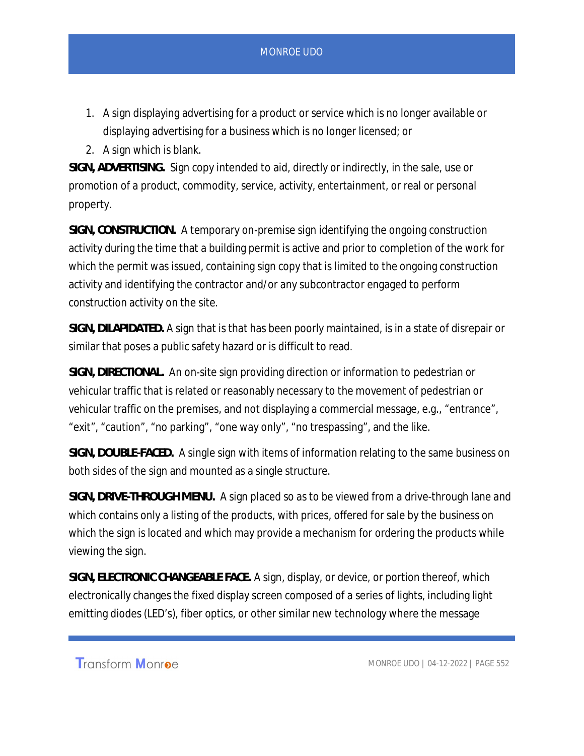1. A sign displaying advertising for a product or service which is no longer available or displaying advertising for a business which is no longer licensed; or
2. A sign which is blank.

**SIGN, ADVERTISING.** Sign copy intended to aid, directly or indirectly, in the sale, use or promotion of a product, commodity, service, activity, entertainment, or real or personal property.

**SIGN, CONSTRUCTION.** A temporary on-premise sign identifying the ongoing construction activity during the time that a building permit is active and prior to completion of the work for which the permit was issued, containing sign copy that is limited to the ongoing construction activity and identifying the contractor and/or any subcontractor engaged to perform construction activity on the site.

**SIGN, DILAPIDATED.** A sign that is that has been poorly maintained, is in a state of disrepair or similar that poses a public safety hazard or is difficult to read.

**SIGN, DIRECTIONAL.** An on-site sign providing direction or information to pedestrian or vehicular traffic that is related or reasonably necessary to the movement of pedestrian or vehicular traffic on the premises, and not displaying a commercial message, e.g., "entrance", "exit", "caution", "no parking", "one way only", "no trespassing", and the like.

**SIGN, DOUBLE-FACED.** A single sign with items of information relating to the same business on both sides of the sign and mounted as a single structure.

**SIGN, DRIVE-THROUGH MENU.** A sign placed so as to be viewed from a drive-through lane and which contains only a listing of the products, with prices, offered for sale by the business on which the sign is located and which may provide a mechanism for ordering the products while viewing the sign.

**SIGN, ELECTRONIC CHANGEABLE FACE.** A sign, display, or device, or portion thereof, which electronically changes the fixed display screen composed of a series of lights, including light emitting diodes (LED's), fiber optics, or other similar new technology where the message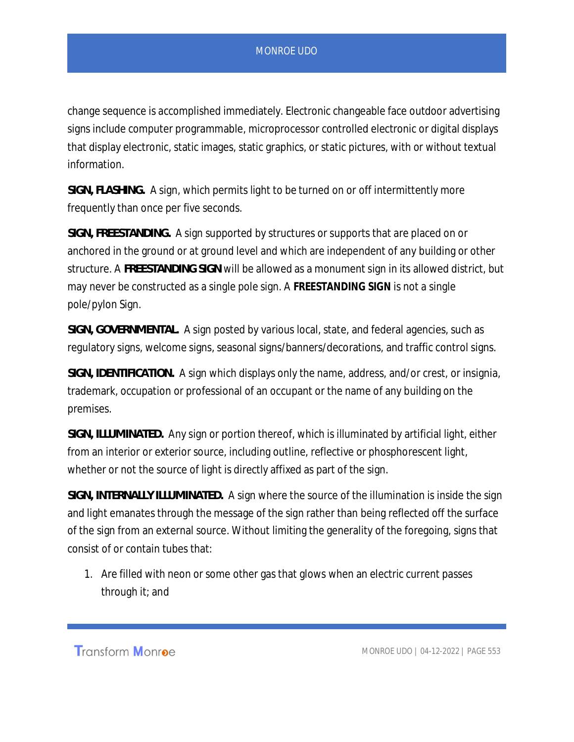change sequence is accomplished immediately. Electronic changeable face outdoor advertising signs include computer programmable, microprocessor controlled electronic or digital displays that display electronic, static images, static graphics, or static pictures, with or without textual information.

**SIGN, FLASHING.** A sign, which permits light to be turned on or off intermittently more frequently than once per five seconds.

**SIGN, FREESTANDING.** A sign supported by structures or supports that are placed on or anchored in the ground or at ground level and which are independent of any building or other structure. A **FREESTANDING SIGN** will be allowed as a monument sign in its allowed district, but may never be constructed as a single pole sign. A **FREESTANDING SIGN** is not a single pole/pylon Sign.

**SIGN, GOVERNMENTAL.** A sign posted by various local, state, and federal agencies, such as regulatory signs, welcome signs, seasonal signs/banners/decorations, and traffic control signs.

**SIGN, IDENTIFICATION.** A sign which displays only the name, address, and/or crest, or insignia, trademark, occupation or professional of an occupant or the name of any building on the premises.

**SIGN, ILLUMINATED.** Any sign or portion thereof, which is illuminated by artificial light, either from an interior or exterior source, including outline, reflective or phosphorescent light, whether or not the source of light is directly affixed as part of the sign.

**SIGN, INTERNALLY ILLUMINATED.** A sign where the source of the illumination is inside the sign and light emanates through the message of the sign rather than being reflected off the surface of the sign from an external source. Without limiting the generality of the foregoing, signs that consist of or contain tubes that:

1. Are filled with neon or some other gas that glows when an electric current passes through it; and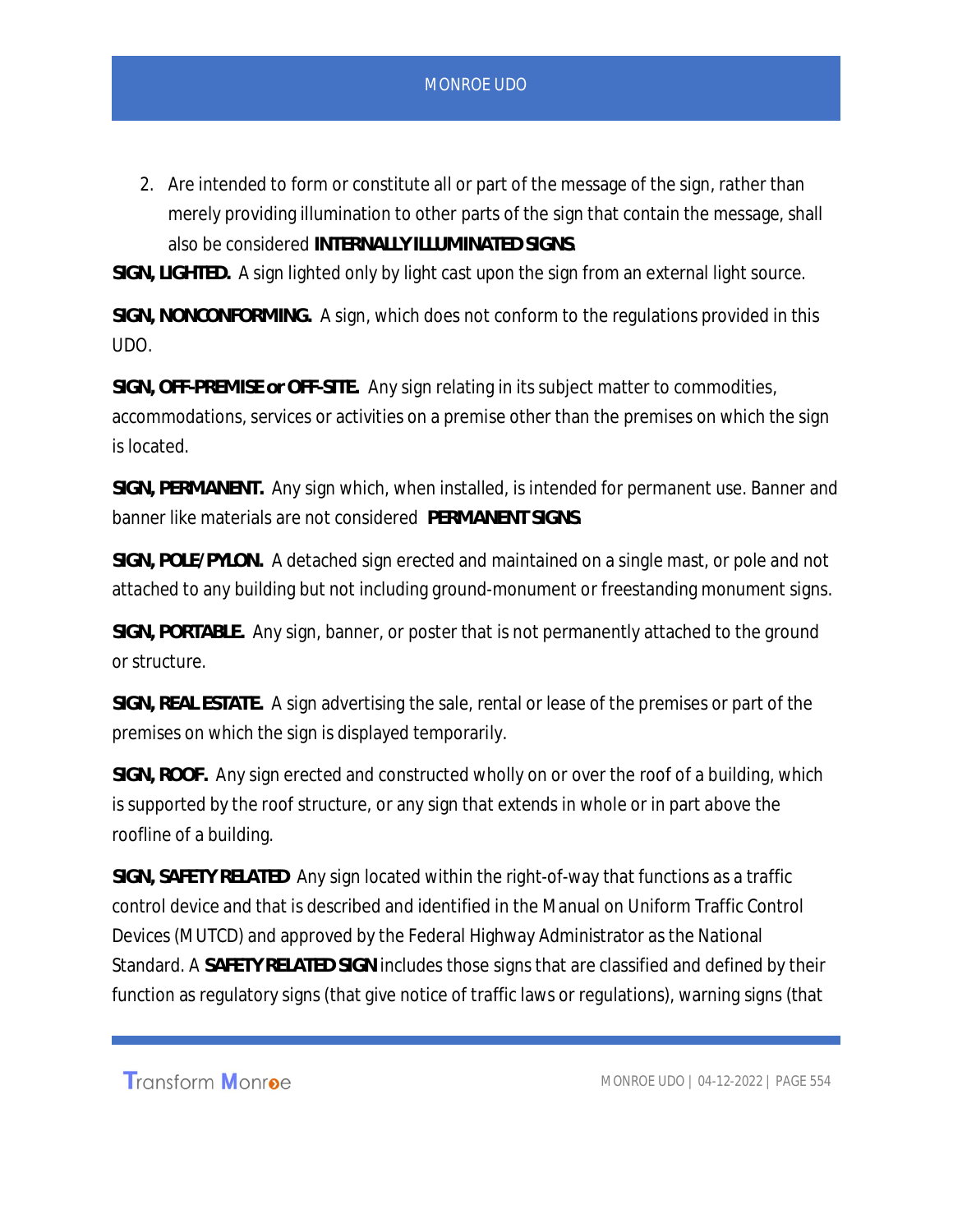2. Are intended to form or constitute all or part of the message of the sign, rather than merely providing illumination to other parts of the sign that contain the message, shall also be considered **INTERNALLY ILLUMINATED SIGNS**.

**SIGN, LIGHTED.** A sign lighted only by light cast upon the sign from an external light source.

**SIGN, NONCONFORMING.** A sign, which does not conform to the regulations provided in this UDO.

**SIGN, OFF-PREMISE or OFF-SITE.** Any sign relating in its subject matter to commodities, accommodations, services or activities on a premise other than the premises on which the sign is located.

**SIGN, PERMANENT.** Any sign which, when installed, is intended for permanent use. Banner and banner like materials are not considered **PERMANENT SIGNS**.

**SIGN, POLE/PYLON.** A detached sign erected and maintained on a single mast, or pole and not attached to any building but not including ground-monument or freestanding monument signs.

**SIGN, PORTABLE.** Any sign, banner, or poster that is not permanently attached to the ground or structure.

**SIGN, REAL ESTATE.** A sign advertising the sale, rental or lease of the premises or part of the premises on which the sign is displayed temporarily.

**SIGN, ROOF.** Any sign erected and constructed wholly on or over the roof of a building, which is supported by the roof structure, or any sign that extends in whole or in part above the roofline of a building.

**SIGN, SAFETY RELATED** Any sign located within the right-of-way that functions as a traffic control device and that is described and identified in the Manual on Uniform Traffic Control Devices (MUTCD) and approved by the Federal Highway Administrator as the National Standard. A **SAFETY RELATED SIGN** includes those signs that are classified and defined by their function as regulatory signs (that give notice of traffic laws or regulations), warning signs (that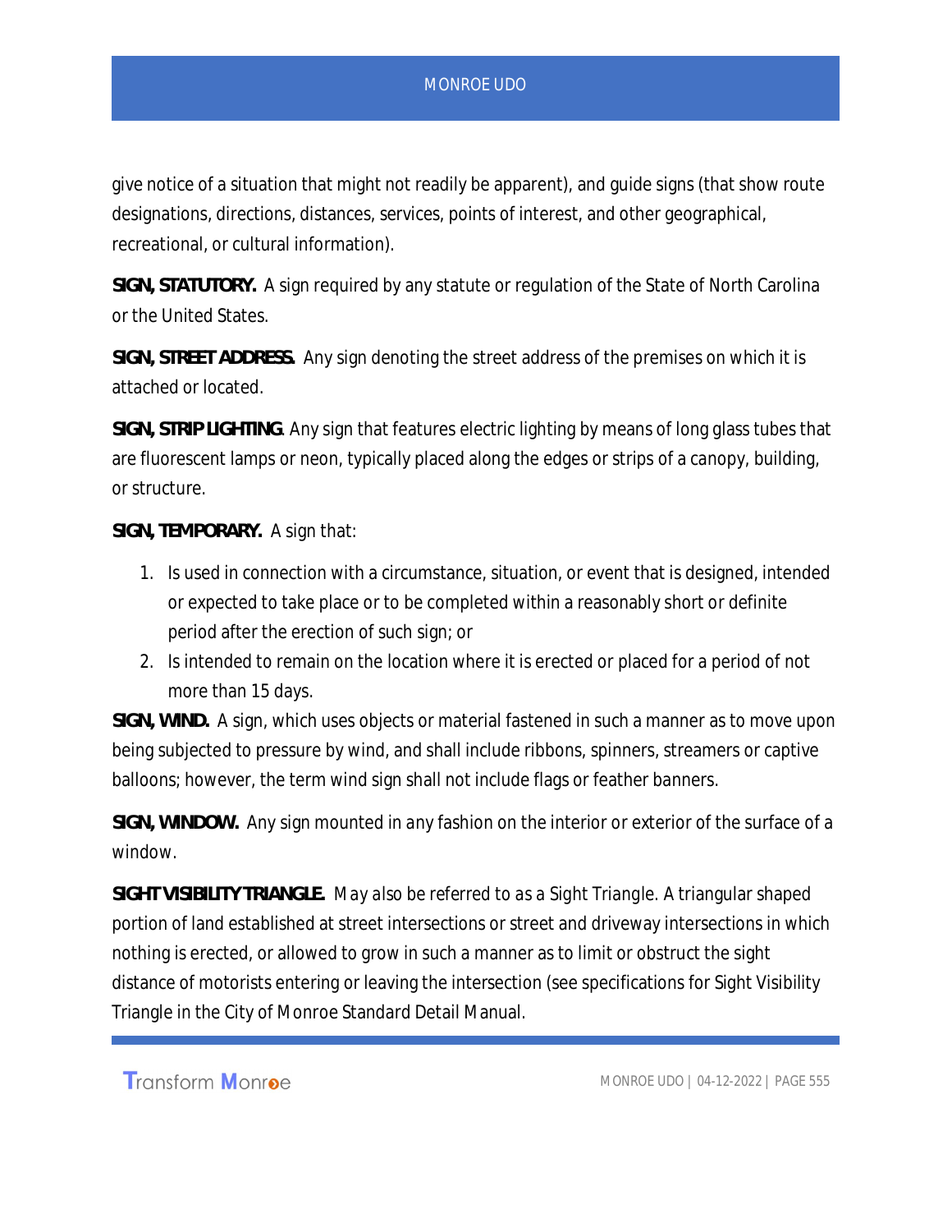give notice of a situation that might not readily be apparent), and guide signs (that show route designations, directions, distances, services, points of interest, and other geographical, recreational, or cultural information).

**SIGN, STATUTORY.** A sign required by any statute or regulation of the State of North Carolina or the United States.

**SIGN, STREET ADDRESS.** Any sign denoting the street address of the premises on which it is attached or located.

**SIGN, STRIP LIGHTING**. Any sign that features electric lighting by means of long glass tubes that are fluorescent lamps or neon, typically placed along the edges or strips of a canopy, building, or structure.

**SIGN, TEMPORARY.** A sign that:

1. Is used in connection with a circumstance, situation, or event that is designed, intended or expected to take place or to be completed within a reasonably short or definite period after the erection of such sign; or
2. Is intended to remain on the location where it is erected or placed for a period of not more than 15 days.

**SIGN, WIND.** A sign, which uses objects or material fastened in such a manner as to move upon being subjected to pressure by wind, and shall include ribbons, spinners, streamers or captive balloons; however, the term wind sign shall not include flags or feather banners.

**SIGN, WINDOW.** Any sign mounted in any fashion on the interior or exterior of the surface of a window.

**SIGHT VISIBILITY TRIANGLE.** May also be referred to as a Sight Triangle. A triangular shaped portion of land established at street intersections or street and driveway intersections in which nothing is erected, or allowed to grow in such a manner as to limit or obstruct the sight distance of motorists entering or leaving the intersection (see specifications for Sight Visibility Triangle in the City of Monroe Standard Detail Manual.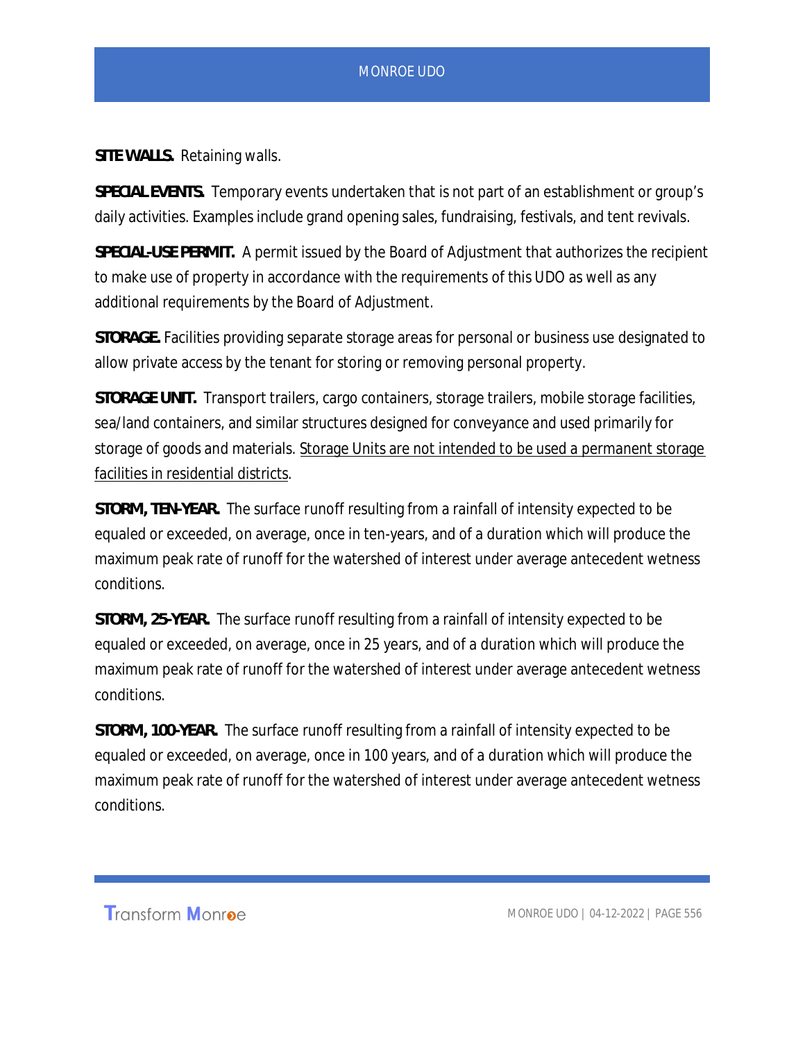**SITE WALLS.** Retaining walls.

**SPECIAL EVENTS.** Temporary events undertaken that is not part of an establishment or group's daily activities. Examples include grand opening sales, fundraising, festivals, and tent revivals.

**SPECIAL-USE PERMIT.** A permit issued by the Board of Adjustment that authorizes the recipient to make use of property in accordance with the requirements of this UDO as well as any additional requirements by the Board of Adjustment.

**STORAGE.** Facilities providing separate storage areas for personal or business use designated to allow private access by the tenant for storing or removing personal property.

**STORAGE UNIT.** Transport trailers, cargo containers, storage trailers, mobile storage facilities, sea/land containers, and similar structures designed for conveyance and used primarily for storage of goods and materials. <u>Storage Units are not intended to be used a permanent storage facilities in residential districts</u>.

**STORM, TEN-YEAR.** The surface runoff resulting from a rainfall of intensity expected to be equaled or exceeded, on average, once in ten-years, and of a duration which will produce the maximum peak rate of runoff for the watershed of interest under average antecedent wetness conditions.

**STORM, 25-YEAR.** The surface runoff resulting from a rainfall of intensity expected to be equaled or exceeded, on average, once in 25 years, and of a duration which will produce the maximum peak rate of runoff for the watershed of interest under average antecedent wetness conditions.

**STORM, 100-YEAR.** The surface runoff resulting from a rainfall of intensity expected to be equaled or exceeded, on average, once in 100 years, and of a duration which will produce the maximum peak rate of runoff for the watershed of interest under average antecedent wetness conditions.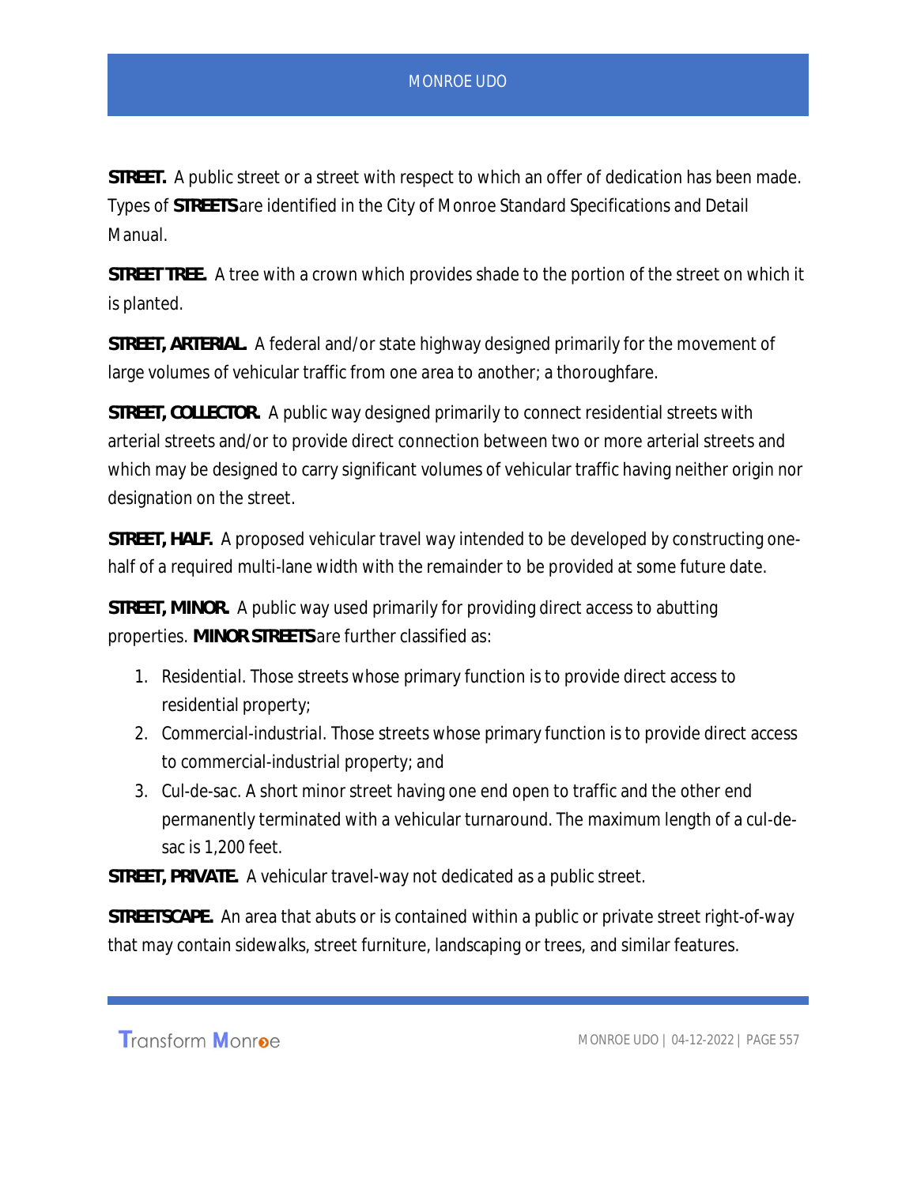**STREET.** A public street or a street with respect to which an offer of dedication has been made. Types of **STREETS** are identified in the City of Monroe Standard Specifications and Detail Manual.

**STREET TREE.** A tree with a crown which provides shade to the portion of the street on which it is planted.

**STREET, ARTERIAL.** A federal and/or state highway designed primarily for the movement of large volumes of vehicular traffic from one area to another; a thoroughfare.

**STREET, COLLECTOR.** A public way designed primarily to connect residential streets with arterial streets and/or to provide direct connection between two or more arterial streets and which may be designed to carry significant volumes of vehicular traffic having neither origin nor designation on the street.

**STREET, HALF.** A proposed vehicular travel way intended to be developed by constructing one-half of a required multi-lane width with the remainder to be provided at some future date.

**STREET, MINOR.** A public way used primarily for providing direct access to abutting properties. **MINOR STREETS** are further classified as:

1. *Residential.* Those streets whose primary function is to provide direct access to residential property;
2. *Commercial-industrial.* Those streets whose primary function is to provide direct access to commercial-industrial property; and
3. *Cul-de-sac.* A short minor street having one end open to traffic and the other end permanently terminated with a vehicular turnaround. The maximum length of a cul-de-sac is 1,200 feet.

**STREET, PRIVATE.** A vehicular travel-way not dedicated as a public street.

**STREETSCAPE.** An area that abuts or is contained within a public or private street right-of-way that may contain sidewalks, street furniture, landscaping or trees, and similar features.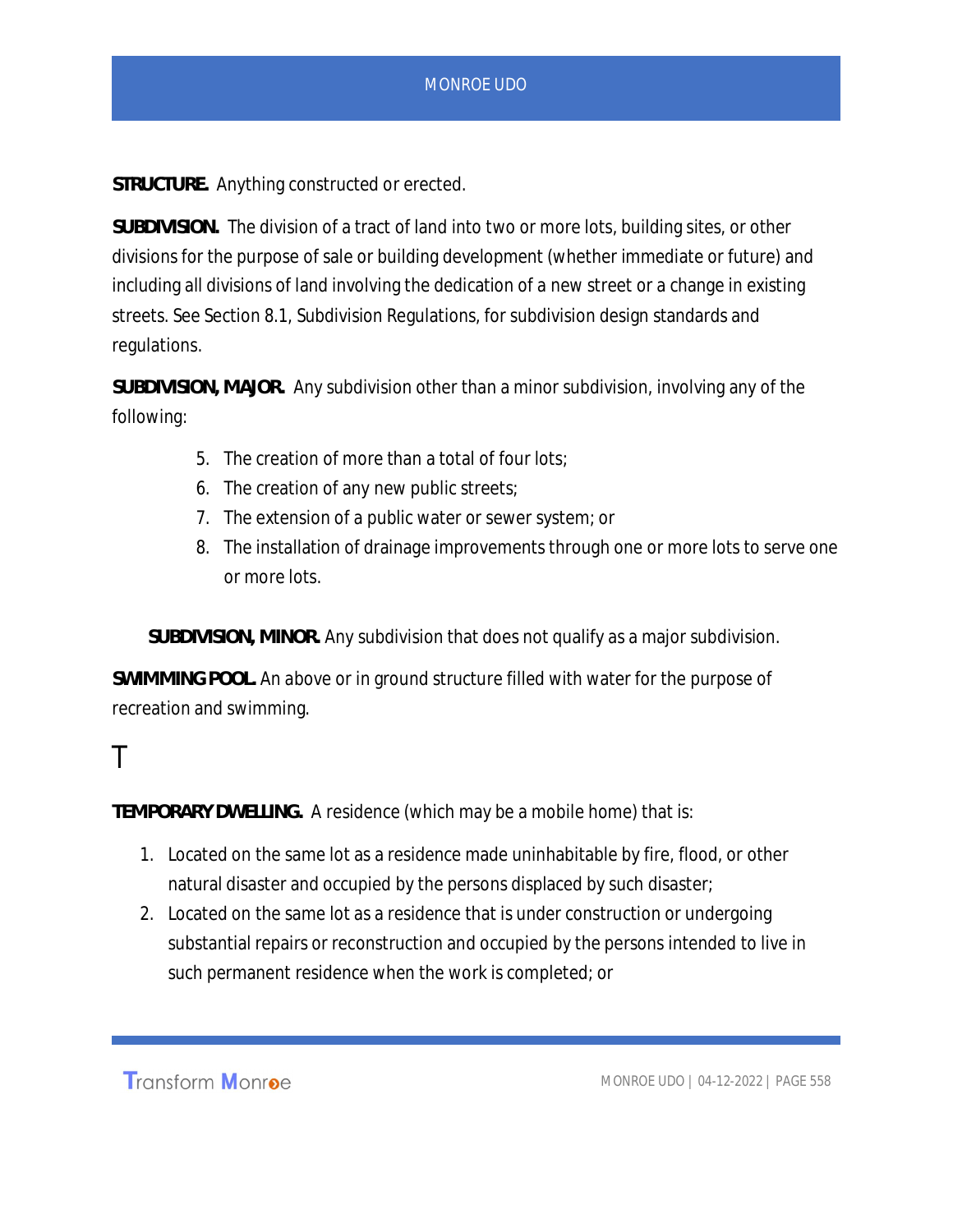**STRUCTURE.** Anything constructed or erected.

**SUBDIVISION.** The division of a tract of land into two or more lots, building sites, or other divisions for the purpose of sale or building development (whether immediate or future) and including all divisions of land involving the dedication of a new street or a change in existing streets. See Section 8.1, Subdivision Regulations, for subdivision design standards and regulations.

**SUBDIVISION, MAJOR.** Any subdivision other than a minor subdivision, involving any of the following:

5. The creation of more than a total of four lots;
6. The creation of any new public streets;
7. The extension of a public water or sewer system; or
8. The installation of drainage improvements through one or more lots to serve one or more lots.

**SUBDIVISION, MINOR.** Any subdivision that does not qualify as a major subdivision.

**SWIMMING POOL.** An above or in ground structure filled with water for the purpose of recreation and swimming.

# T

**TEMPORARY DWELLING.** A residence (which may be a mobile home) that is:

1. Located on the same lot as a residence made uninhabitable by fire, flood, or other natural disaster and occupied by the persons displaced by such disaster;
2. Located on the same lot as a residence that is under construction or undergoing substantial repairs or reconstruction and occupied by the persons intended to live in such permanent residence when the work is completed; or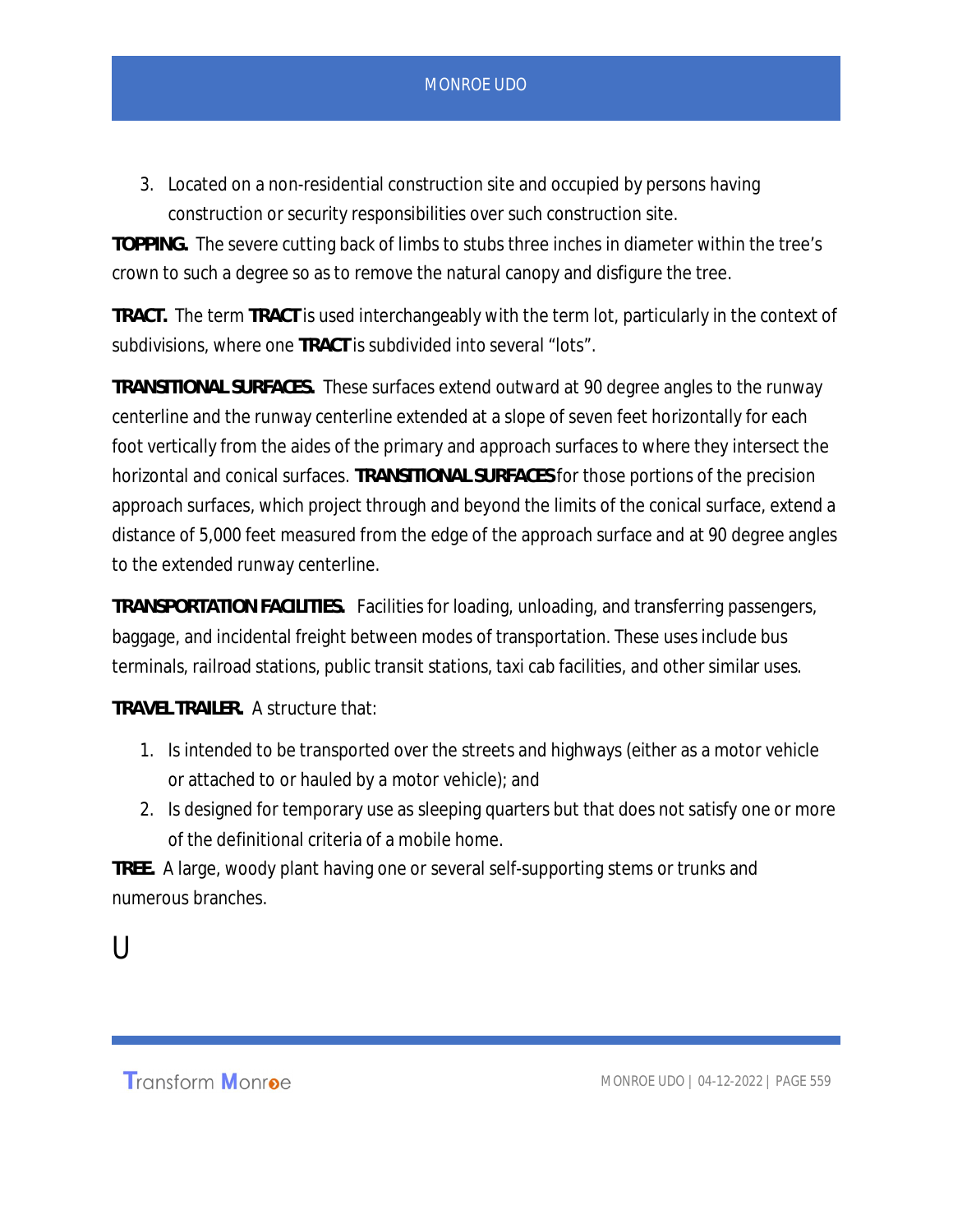3. Located on a non-residential construction site and occupied by persons having construction or security responsibilities over such construction site.

**TOPPING.** The severe cutting back of limbs to stubs three inches in diameter within the tree's crown to such a degree so as to remove the natural canopy and disfigure the tree.

**TRACT.** The term **TRACT** is used interchangeably with the term lot, particularly in the context of subdivisions, where one **TRACT** is subdivided into several "lots".

**TRANSITIONAL SURFACES.** These surfaces extend outward at 90 degree angles to the runway centerline and the runway centerline extended at a slope of seven feet horizontally for each foot vertically from the aides of the primary and approach surfaces to where they intersect the horizontal and conical surfaces. **TRANSITIONAL SURFACES** for those portions of the precision approach surfaces, which project through and beyond the limits of the conical surface, extend a distance of 5,000 feet measured from the edge of the approach surface and at 90 degree angles to the extended runway centerline.

**TRANSPORTATION FACILITIES.** Facilities for loading, unloading, and transferring passengers, baggage, and incidental freight between modes of transportation. These uses include bus terminals, railroad stations, public transit stations, taxi cab facilities, and other similar uses.

**TRAVEL TRAILER.** A structure that:

1. Is intended to be transported over the streets and highways (either as a motor vehicle or attached to or hauled by a motor vehicle); and
2. Is designed for temporary use as sleeping quarters but that does not satisfy one or more of the definitional criteria of a mobile home.

**TREE.** A large, woody plant having one or several self-supporting stems or trunks and numerous branches.

# U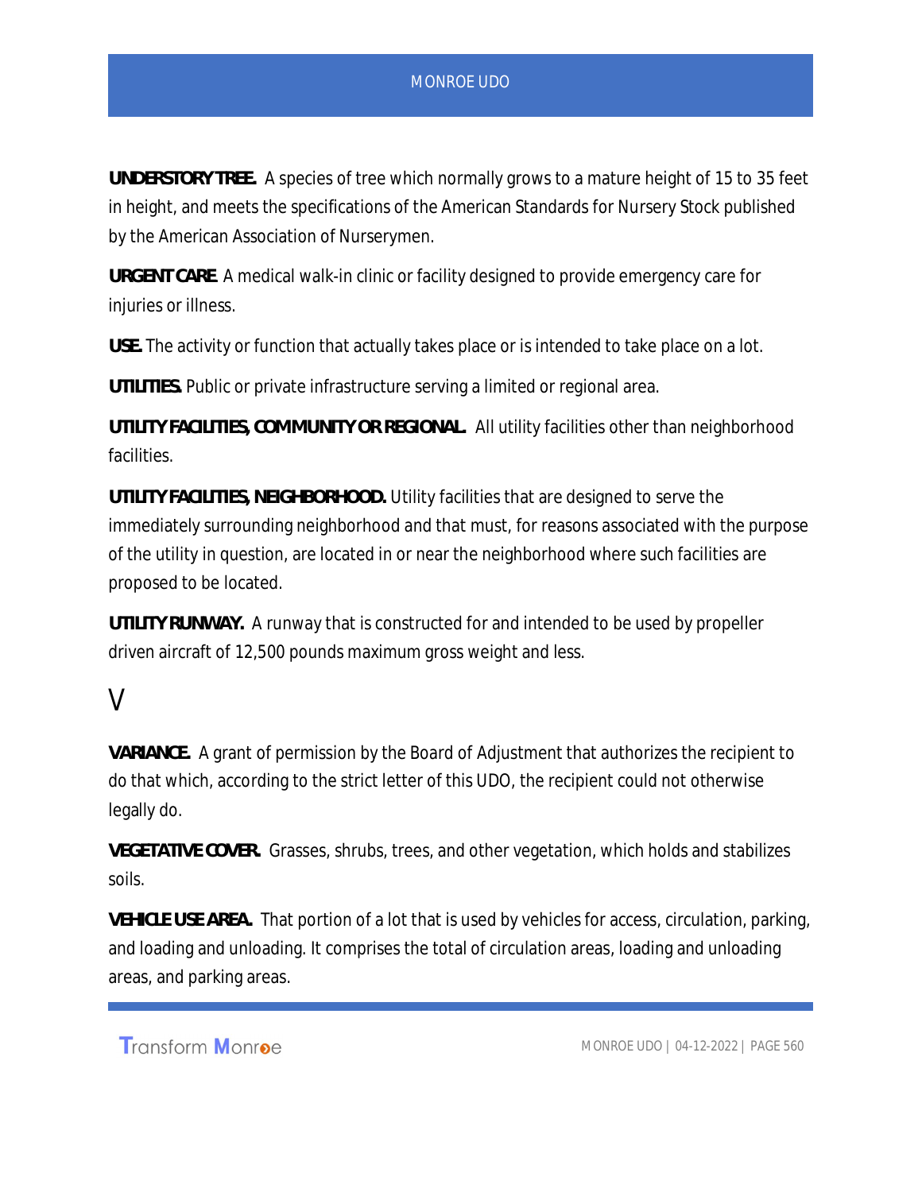**UNDERSTORY TREE.** A species of tree which normally grows to a mature height of 15 to 35 feet in height, and meets the specifications of the American Standards for Nursery Stock published by the American Association of Nurserymen.

**URGENT CARE.** A medical walk-in clinic or facility designed to provide emergency care for injuries or illness.

**USE.** The activity or function that actually takes place or is intended to take place on a lot.

**UTILITIES.** Public or private infrastructure serving a limited or regional area.

**UTILITY FACILITIES, COMMUNITY OR REGIONAL.** All utility facilities other than neighborhood facilities.

**UTILITY FACILITIES, NEIGHBORHOOD.** Utility facilities that are designed to serve the immediately surrounding neighborhood and that must, for reasons associated with the purpose of the utility in question, are located in or near the neighborhood where such facilities are proposed to be located.

**UTILITY RUNWAY.** A runway that is constructed for and intended to be used by propeller driven aircraft of 12,500 pounds maximum gross weight and less.

## V

**VARIANCE.** A grant of permission by the Board of Adjustment that authorizes the recipient to do that which, according to the strict letter of this UDO, the recipient could not otherwise legally do.

**VEGETATIVE COVER.** Grasses, shrubs, trees, and other vegetation, which holds and stabilizes soils.

**VEHICLE USE AREA.** That portion of a lot that is used by vehicles for access, circulation, parking, and loading and unloading. It comprises the total of circulation areas, loading and unloading areas, and parking areas.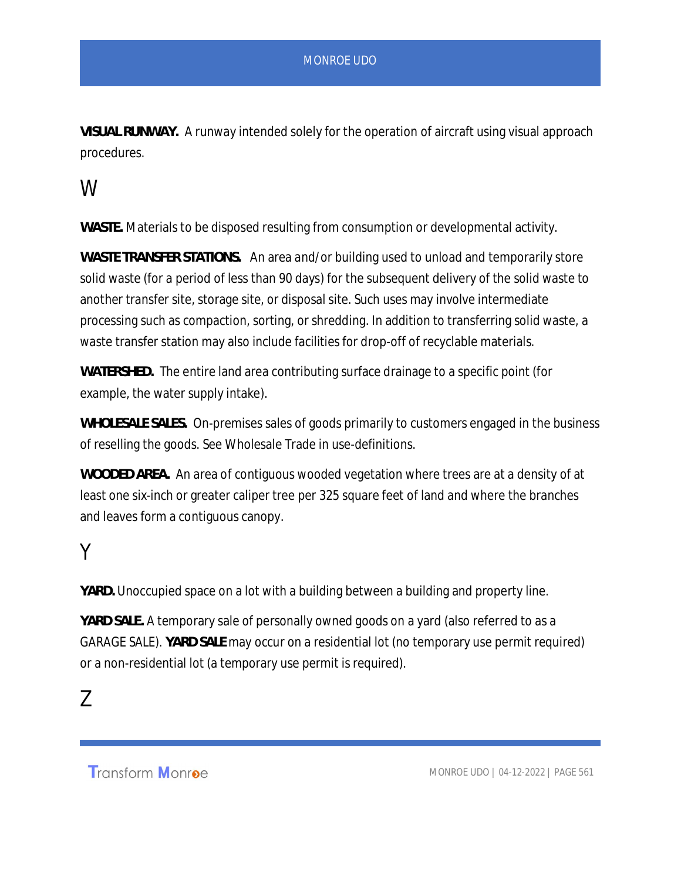**VISUAL RUNWAY.** A runway intended solely for the operation of aircraft using visual approach procedures.

## W

**WASTE.** Materials to be disposed resulting from consumption or developmental activity.

**WASTE TRANSFER STATIONS.** An area and/or building used to unload and temporarily store solid waste (for a period of less than 90 days) for the subsequent delivery of the solid waste to another transfer site, storage site, or disposal site. Such uses may involve intermediate processing such as compaction, sorting, or shredding. In addition to transferring solid waste, a waste transfer station may also include facilities for drop-off of recyclable materials.

**WATERSHED.** The entire land area contributing surface drainage to a specific point (for example, the water supply intake).

**WHOLESALE SALES.** On-premises sales of goods primarily to customers engaged in the business of reselling the goods. See Wholesale Trade in use-definitions.

**WOODED AREA.** An area of contiguous wooded vegetation where trees are at a density of at least one six-inch or greater caliper tree per 325 square feet of land and where the branches and leaves form a contiguous canopy.

## Y

**YARD.** Unoccupied space on a lot with a building between a building and property line.

**YARD SALE.** A temporary sale of personally owned goods on a yard (also referred to as a GARAGE SALE). **YARD SALE** may occur on a residential lot (no temporary use permit required) or a non-residential lot (a temporary use permit is required).

## Z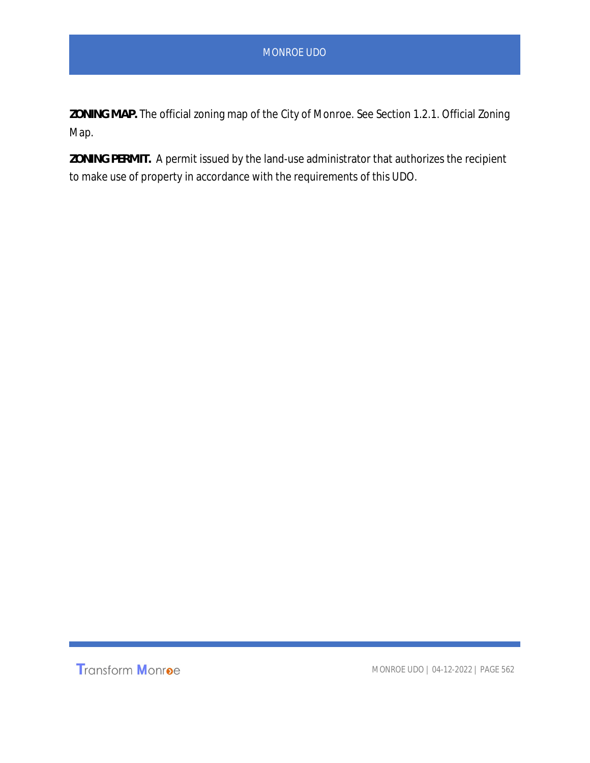**ZONING MAP.** The official zoning map of the City of Monroe. See Section 1.2.1. Official Zoning Map.

**ZONING PERMIT.** A permit issued by the land-use administrator that authorizes the recipient to make use of property in accordance with the requirements of this UDO.